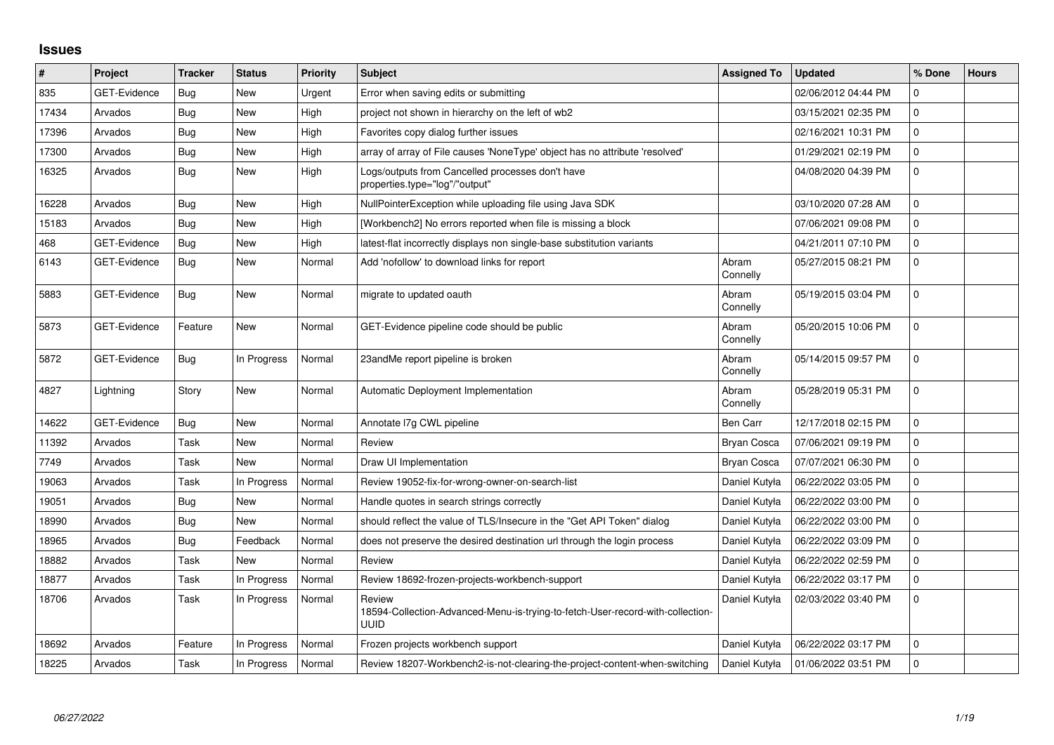# Issues

| # | Project | Tracker | Status | Priority | Subject | Assigned To | Updated | % Done | Hours |
|---|---|---|---|---|---|---|---|---|---|
| 835 | GET-Evidence | Bug | New | Urgent | Error when saving edits or submitting | | 02/06/2012 04:44 PM | 0 | |
| 17434 | Arvados | Bug | New | High | project not shown in hierarchy on the left of wb2 | | 03/15/2021 02:35 PM | 0 | |
| 17396 | Arvados | Bug | New | High | Favorites copy dialog further issues | | 02/16/2021 10:31 PM | 0 | |
| 17300 | Arvados | Bug | New | High | array of array of File causes 'NoneType' object has no attribute 'resolved' | | 01/29/2021 02:19 PM | 0 | |
| 16325 | Arvados | Bug | New | High | Logs/outputs from Cancelled processes don't have properties.type="log"/"output" | | 04/08/2020 04:39 PM | 0 | |
| 16228 | Arvados | Bug | New | High | NullPointerException while uploading file using Java SDK | | 03/10/2020 07:28 AM | 0 | |
| 15183 | Arvados | Bug | New | High | [Workbench2] No errors reported when file is missing a block | | 07/06/2021 09:08 PM | 0 | |
| 468 | GET-Evidence | Bug | New | High | latest-flat incorrectly displays non single-base substitution variants | | 04/21/2011 07:10 PM | 0 | |
| 6143 | GET-Evidence | Bug | New | Normal | Add 'nofollow' to download links for report | Abram Connelly | 05/27/2015 08:21 PM | 0 | |
| 5883 | GET-Evidence | Bug | New | Normal | migrate to updated oauth | Abram Connelly | 05/19/2015 03:04 PM | 0 | |
| 5873 | GET-Evidence | Feature | New | Normal | GET-Evidence pipeline code should be public | Abram Connelly | 05/20/2015 10:06 PM | 0 | |
| 5872 | GET-Evidence | Bug | In Progress | Normal | 23andMe report pipeline is broken | Abram Connelly | 05/14/2015 09:57 PM | 0 | |
| 4827 | Lightning | Story | New | Normal | Automatic Deployment Implementation | Abram Connelly | 05/28/2019 05:31 PM | 0 | |
| 14622 | GET-Evidence | Bug | New | Normal | Annotate l7g CWL pipeline | Ben Carr | 12/17/2018 02:15 PM | 0 | |
| 11392 | Arvados | Task | New | Normal | Review | Bryan Cosca | 07/06/2021 09:19 PM | 0 | |
| 7749 | Arvados | Task | New | Normal | Draw UI Implementation | Bryan Cosca | 07/07/2021 06:30 PM | 0 | |
| 19063 | Arvados | Task | In Progress | Normal | Review 19052-fix-for-wrong-owner-on-search-list | Daniel Kutyła | 06/22/2022 03:05 PM | 0 | |
| 19051 | Arvados | Bug | New | Normal | Handle quotes in search strings correctly | Daniel Kutyła | 06/22/2022 03:00 PM | 0 | |
| 18990 | Arvados | Bug | New | Normal | should reflect the value of TLS/Insecure in the "Get API Token" dialog | Daniel Kutyła | 06/22/2022 03:00 PM | 0 | |
| 18965 | Arvados | Bug | Feedback | Normal | does not preserve the desired destination url through the login process | Daniel Kutyła | 06/22/2022 03:09 PM | 0 | |
| 18882 | Arvados | Task | New | Normal | Review | Daniel Kutyła | 06/22/2022 02:59 PM | 0 | |
| 18877 | Arvados | Task | In Progress | Normal | Review 18692-frozen-projects-workbench-support | Daniel Kutyła | 06/22/2022 03:17 PM | 0 | |
| 18706 | Arvados | Task | In Progress | Normal | Review 18594-Collection-Advanced-Menu-is-trying-to-fetch-User-record-with-collection-UUID | Daniel Kutyła | 02/03/2022 03:40 PM | 0 | |
| 18692 | Arvados | Feature | In Progress | Normal | Frozen projects workbench support | Daniel Kutyła | 06/22/2022 03:17 PM | 0 | |
| 18225 | Arvados | Task | In Progress | Normal | Review 18207-Workbench2-is-not-clearing-the-project-content-when-switching | Daniel Kutyła | 01/06/2022 03:51 PM | 0 | |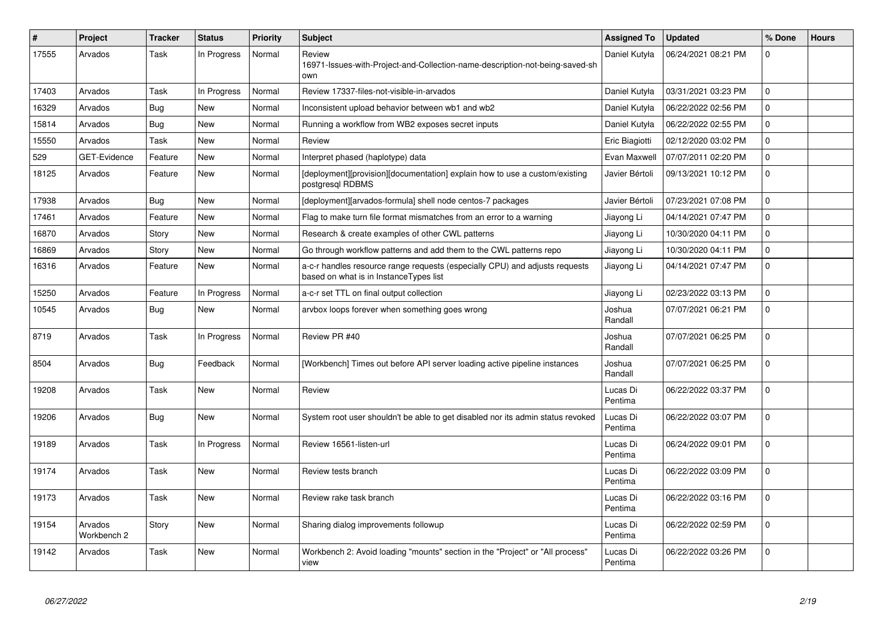| # | Project | Tracker | Status | Priority | Subject | Assigned To | Updated | % Done | Hours |
|---|---|---|---|---|---|---|---|---|---|
| 17555 | Arvados | Task | In Progress | Normal | Review 16971-Issues-with-Project-and-Collection-name-description-not-being-saved-shown | Daniel Kutyła | 06/24/2021 08:21 PM | 0 | |
| 17403 | Arvados | Task | In Progress | Normal | Review 17337-files-not-visible-in-arvados | Daniel Kutyła | 03/31/2021 03:23 PM | 0 | |
| 16329 | Arvados | Bug | New | Normal | Inconsistent upload behavior between wb1 and wb2 | Daniel Kutyła | 06/22/2022 02:56 PM | 0 | |
| 15814 | Arvados | Bug | New | Normal | Running a workflow from WB2 exposes secret inputs | Daniel Kutyła | 06/22/2022 02:55 PM | 0 | |
| 15550 | Arvados | Task | New | Normal | Review | Eric Biagiotti | 02/12/2020 03:02 PM | 0 | |
| 529 | GET-Evidence | Feature | New | Normal | Interpret phased (haplotype) data | Evan Maxwell | 07/07/2011 02:20 PM | 0 | |
| 18125 | Arvados | Feature | New | Normal | [deployment][provision][documentation] explain how to use a custom/existing postgresql RDBMS | Javier Bértoli | 09/13/2021 10:12 PM | 0 | |
| 17938 | Arvados | Bug | New | Normal | [deployment][arvados-formula] shell node centos-7 packages | Javier Bértoli | 07/23/2021 07:08 PM | 0 | |
| 17461 | Arvados | Feature | New | Normal | Flag to make turn file format mismatches from an error to a warning | Jiayong Li | 04/14/2021 07:47 PM | 0 | |
| 16870 | Arvados | Story | New | Normal | Research & create examples of other CWL patterns | Jiayong Li | 10/30/2020 04:11 PM | 0 | |
| 16869 | Arvados | Story | New | Normal | Go through workflow patterns and add them to the CWL patterns repo | Jiayong Li | 10/30/2020 04:11 PM | 0 | |
| 16316 | Arvados | Feature | New | Normal | a-c-r handles resource range requests (especially CPU) and adjusts requests based on what is in InstanceTypes list | Jiayong Li | 04/14/2021 07:47 PM | 0 | |
| 15250 | Arvados | Feature | In Progress | Normal | a-c-r set TTL on final output collection | Jiayong Li | 02/23/2022 03:13 PM | 0 | |
| 10545 | Arvados | Bug | New | Normal | arvbox loops forever when something goes wrong | Joshua Randall | 07/07/2021 06:21 PM | 0 | |
| 8719 | Arvados | Task | In Progress | Normal | Review PR #40 | Joshua Randall | 07/07/2021 06:25 PM | 0 | |
| 8504 | Arvados | Bug | Feedback | Normal | [Workbench] Times out before API server loading active pipeline instances | Joshua Randall | 07/07/2021 06:25 PM | 0 | |
| 19208 | Arvados | Task | New | Normal | Review | Lucas Di Pentima | 06/22/2022 03:37 PM | 0 | |
| 19206 | Arvados | Bug | New | Normal | System root user shouldn't be able to get disabled nor its admin status revoked | Lucas Di Pentima | 06/22/2022 03:07 PM | 0 | |
| 19189 | Arvados | Task | In Progress | Normal | Review 16561-listen-url | Lucas Di Pentima | 06/24/2022 09:01 PM | 0 | |
| 19174 | Arvados | Task | New | Normal | Review tests branch | Lucas Di Pentima | 06/22/2022 03:09 PM | 0 | |
| 19173 | Arvados | Task | New | Normal | Review rake task branch | Lucas Di Pentima | 06/22/2022 03:16 PM | 0 | |
| 19154 | Arvados Workbench 2 | Story | New | Normal | Sharing dialog improvements followup | Lucas Di Pentima | 06/22/2022 02:59 PM | 0 | |
| 19142 | Arvados | Task | New | Normal | Workbench 2: Avoid loading "mounts" section in the "Project" or "All process" view | Lucas Di Pentima | 06/22/2022 03:26 PM | 0 | |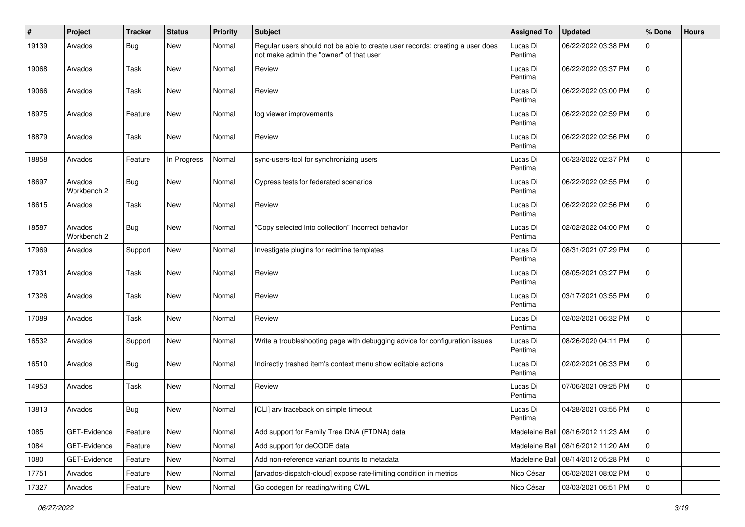| # | Project | Tracker | Status | Priority | Subject | Assigned To | Updated | % Done | Hours |
|---|---|---|---|---|---|---|---|---|---|
| 19139 | Arvados | Bug | New | Normal | Regular users should not be able to create user records; creating a user does not make admin the "owner" of that user | Lucas Di Pentima | 06/22/2022 03:38 PM | 0 | |
| 19068 | Arvados | Task | New | Normal | Review | Lucas Di Pentima | 06/22/2022 03:37 PM | 0 | |
| 19066 | Arvados | Task | New | Normal | Review | Lucas Di Pentima | 06/22/2022 03:00 PM | 0 | |
| 18975 | Arvados | Feature | New | Normal | log viewer improvements | Lucas Di Pentima | 06/22/2022 02:59 PM | 0 | |
| 18879 | Arvados | Task | New | Normal | Review | Lucas Di Pentima | 06/22/2022 02:56 PM | 0 | |
| 18858 | Arvados | Feature | In Progress | Normal | sync-users-tool for synchronizing users | Lucas Di Pentima | 06/23/2022 02:37 PM | 0 | |
| 18697 | Arvados Workbench 2 | Bug | New | Normal | Cypress tests for federated scenarios | Lucas Di Pentima | 06/22/2022 02:55 PM | 0 | |
| 18615 | Arvados | Task | New | Normal | Review | Lucas Di Pentima | 06/22/2022 02:56 PM | 0 | |
| 18587 | Arvados Workbench 2 | Bug | New | Normal | "Copy selected into collection" incorrect behavior | Lucas Di Pentima | 02/02/2022 04:00 PM | 0 | |
| 17969 | Arvados | Support | New | Normal | Investigate plugins for redmine templates | Lucas Di Pentima | 08/31/2021 07:29 PM | 0 | |
| 17931 | Arvados | Task | New | Normal | Review | Lucas Di Pentima | 08/05/2021 03:27 PM | 0 | |
| 17326 | Arvados | Task | New | Normal | Review | Lucas Di Pentima | 03/17/2021 03:55 PM | 0 | |
| 17089 | Arvados | Task | New | Normal | Review | Lucas Di Pentima | 02/02/2021 06:32 PM | 0 | |
| 16532 | Arvados | Support | New | Normal | Write a troubleshooting page with debugging advice for configuration issues | Lucas Di Pentima | 08/26/2020 04:11 PM | 0 | |
| 16510 | Arvados | Bug | New | Normal | Indirectly trashed item's context menu show editable actions | Lucas Di Pentima | 02/02/2021 06:33 PM | 0 | |
| 14953 | Arvados | Task | New | Normal | Review | Lucas Di Pentima | 07/06/2021 09:25 PM | 0 | |
| 13813 | Arvados | Bug | New | Normal | [CLI] arv traceback on simple timeout | Lucas Di Pentima | 04/28/2021 03:55 PM | 0 | |
| 1085 | GET-Evidence | Feature | New | Normal | Add support for Family Tree DNA (FTDNA) data | Madeleine Ball | 08/16/2012 11:23 AM | 0 | |
| 1084 | GET-Evidence | Feature | New | Normal | Add support for deCODE data | Madeleine Ball | 08/16/2012 11:20 AM | 0 | |
| 1080 | GET-Evidence | Feature | New | Normal | Add non-reference variant counts to metadata | Madeleine Ball | 08/14/2012 05:28 PM | 0 | |
| 17751 | Arvados | Feature | New | Normal | [arvados-dispatch-cloud] expose rate-limiting condition in metrics | Nico César | 06/02/2021 08:02 PM | 0 | |
| 17327 | Arvados | Feature | New | Normal | Go codegen for reading/writing CWL | Nico César | 03/03/2021 06:51 PM | 0 | |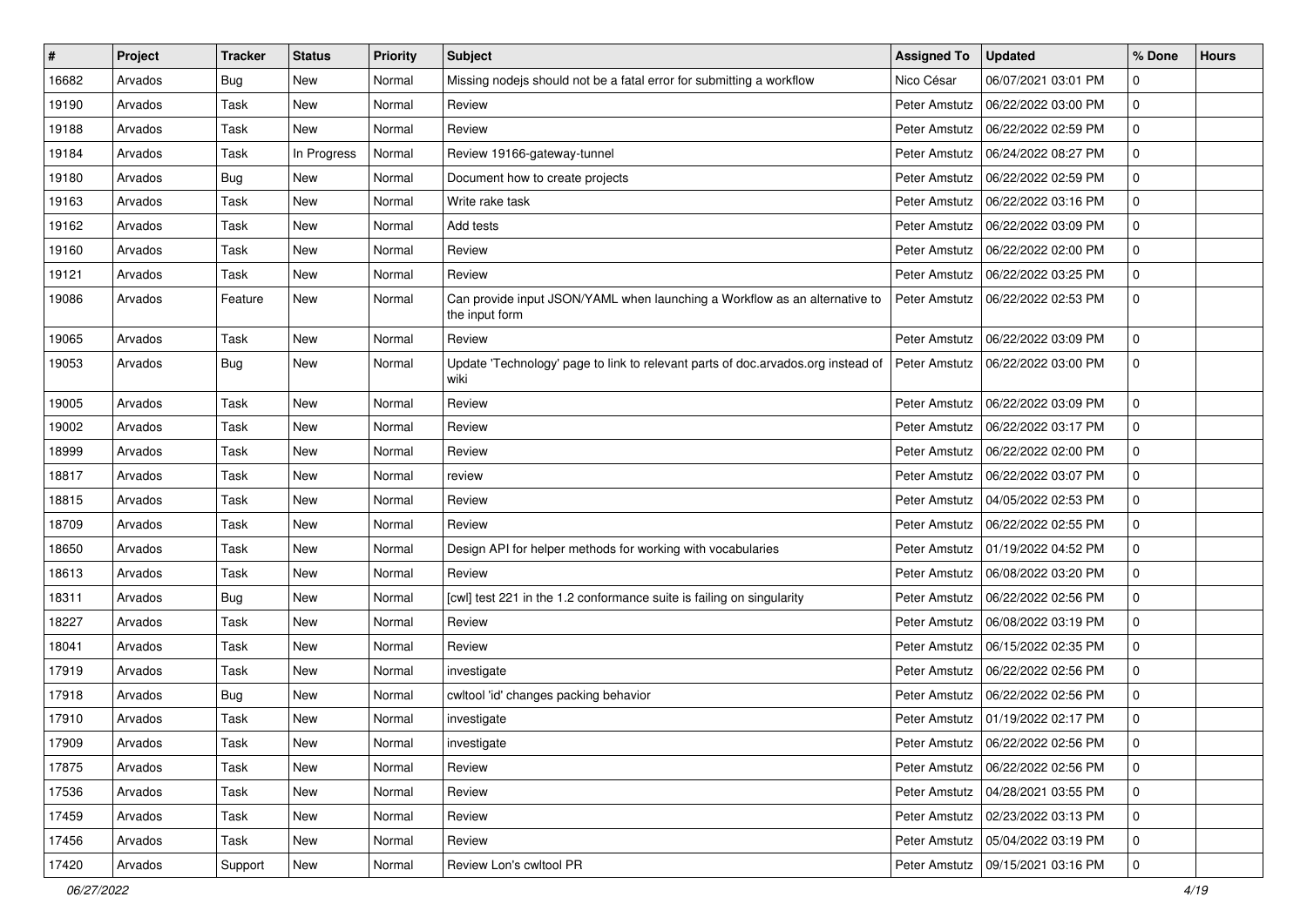| # | Project | Tracker | Status | Priority | Subject | Assigned To | Updated | % Done | Hours |
|---|---|---|---|---|---|---|---|---|---|
| 16682 | Arvados | Bug | New | Normal | Missing nodejs should not be a fatal error for submitting a workflow | Nico César | 06/07/2021 03:01 PM | 0 | |
| 19190 | Arvados | Task | New | Normal | Review | Peter Amstutz | 06/22/2022 03:00 PM | 0 | |
| 19188 | Arvados | Task | New | Normal | Review | Peter Amstutz | 06/22/2022 02:59 PM | 0 | |
| 19184 | Arvados | Task | In Progress | Normal | Review 19166-gateway-tunnel | Peter Amstutz | 06/24/2022 08:27 PM | 0 | |
| 19180 | Arvados | Bug | New | Normal | Document how to create projects | Peter Amstutz | 06/22/2022 02:59 PM | 0 | |
| 19163 | Arvados | Task | New | Normal | Write rake task | Peter Amstutz | 06/22/2022 03:16 PM | 0 | |
| 19162 | Arvados | Task | New | Normal | Add tests | Peter Amstutz | 06/22/2022 03:09 PM | 0 | |
| 19160 | Arvados | Task | New | Normal | Review | Peter Amstutz | 06/22/2022 02:00 PM | 0 | |
| 19121 | Arvados | Task | New | Normal | Review | Peter Amstutz | 06/22/2022 03:25 PM | 0 | |
| 19086 | Arvados | Feature | New | Normal | Can provide input JSON/YAML when launching a Workflow as an alternative to the input form | Peter Amstutz | 06/22/2022 02:53 PM | 0 | |
| 19065 | Arvados | Task | New | Normal | Review | Peter Amstutz | 06/22/2022 03:09 PM | 0 | |
| 19053 | Arvados | Bug | New | Normal | Update 'Technology' page to link to relevant parts of doc.arvados.org instead of wiki | Peter Amstutz | 06/22/2022 03:00 PM | 0 | |
| 19005 | Arvados | Task | New | Normal | Review | Peter Amstutz | 06/22/2022 03:09 PM | 0 | |
| 19002 | Arvados | Task | New | Normal | Review | Peter Amstutz | 06/22/2022 03:17 PM | 0 | |
| 18999 | Arvados | Task | New | Normal | Review | Peter Amstutz | 06/22/2022 02:00 PM | 0 | |
| 18817 | Arvados | Task | New | Normal | review | Peter Amstutz | 06/22/2022 03:07 PM | 0 | |
| 18815 | Arvados | Task | New | Normal | Review | Peter Amstutz | 04/05/2022 02:53 PM | 0 | |
| 18709 | Arvados | Task | New | Normal | Review | Peter Amstutz | 06/22/2022 02:55 PM | 0 | |
| 18650 | Arvados | Task | New | Normal | Design API for helper methods for working with vocabularies | Peter Amstutz | 01/19/2022 04:52 PM | 0 | |
| 18613 | Arvados | Task | New | Normal | Review | Peter Amstutz | 06/08/2022 03:20 PM | 0 | |
| 18311 | Arvados | Bug | New | Normal | [cwl] test 221 in the 1.2 conformance suite is failing on singularity | Peter Amstutz | 06/22/2022 02:56 PM | 0 | |
| 18227 | Arvados | Task | New | Normal | Review | Peter Amstutz | 06/08/2022 03:19 PM | 0 | |
| 18041 | Arvados | Task | New | Normal | Review | Peter Amstutz | 06/15/2022 02:35 PM | 0 | |
| 17919 | Arvados | Task | New | Normal | investigate | Peter Amstutz | 06/22/2022 02:56 PM | 0 | |
| 17918 | Arvados | Bug | New | Normal | cwltool 'id' changes packing behavior | Peter Amstutz | 06/22/2022 02:56 PM | 0 | |
| 17910 | Arvados | Task | New | Normal | investigate | Peter Amstutz | 01/19/2022 02:17 PM | 0 | |
| 17909 | Arvados | Task | New | Normal | investigate | Peter Amstutz | 06/22/2022 02:56 PM | 0 | |
| 17875 | Arvados | Task | New | Normal | Review | Peter Amstutz | 06/22/2022 02:56 PM | 0 | |
| 17536 | Arvados | Task | New | Normal | Review | Peter Amstutz | 04/28/2021 03:55 PM | 0 | |
| 17459 | Arvados | Task | New | Normal | Review | Peter Amstutz | 02/23/2022 03:13 PM | 0 | |
| 17456 | Arvados | Task | New | Normal | Review | Peter Amstutz | 05/04/2022 03:19 PM | 0 | |
| 17420 | Arvados | Support | New | Normal | Review Lon's cwltool PR | Peter Amstutz | 09/15/2021 03:16 PM | 0 | |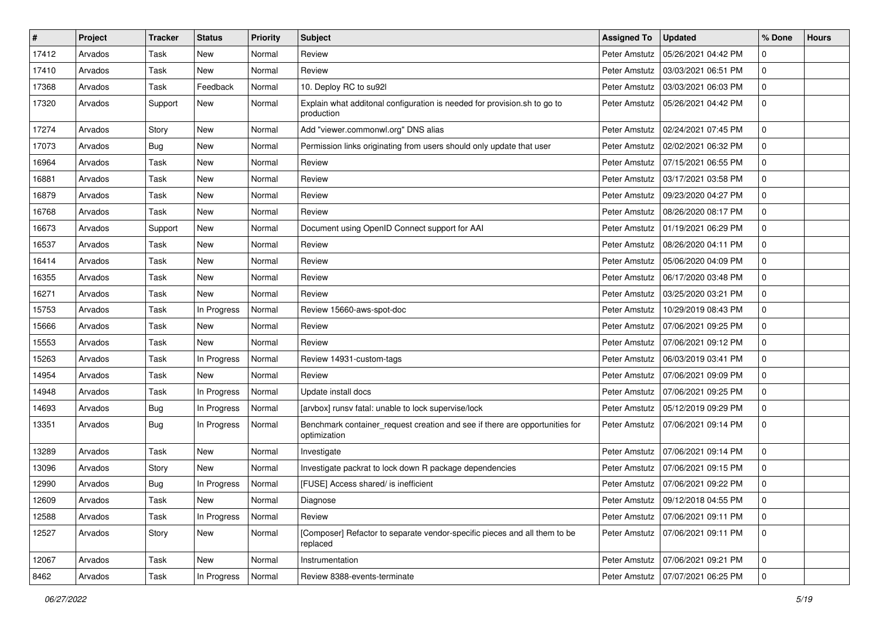| # | Project | Tracker | Status | Priority | Subject | Assigned To | Updated | % Done | Hours |
|---|---|---|---|---|---|---|---|---|---|
| 17412 | Arvados | Task | New | Normal | Review | Peter Amstutz | 05/26/2021 04:42 PM | 0 | |
| 17410 | Arvados | Task | New | Normal | Review | Peter Amstutz | 03/03/2021 06:51 PM | 0 | |
| 17368 | Arvados | Task | Feedback | Normal | 10. Deploy RC to su92l | Peter Amstutz | 03/03/2021 06:03 PM | 0 | |
| 17320 | Arvados | Support | New | Normal | Explain what additonal configuration is needed for provision.sh to go to production | Peter Amstutz | 05/26/2021 04:42 PM | 0 | |
| 17274 | Arvados | Story | New | Normal | Add "viewer.commonwl.org" DNS alias | Peter Amstutz | 02/24/2021 07:45 PM | 0 | |
| 17073 | Arvados | Bug | New | Normal | Permission links originating from users should only update that user | Peter Amstutz | 02/02/2021 06:32 PM | 0 | |
| 16964 | Arvados | Task | New | Normal | Review | Peter Amstutz | 07/15/2021 06:55 PM | 0 | |
| 16881 | Arvados | Task | New | Normal | Review | Peter Amstutz | 03/17/2021 03:58 PM | 0 | |
| 16879 | Arvados | Task | New | Normal | Review | Peter Amstutz | 09/23/2020 04:27 PM | 0 | |
| 16768 | Arvados | Task | New | Normal | Review | Peter Amstutz | 08/26/2020 08:17 PM | 0 | |
| 16673 | Arvados | Support | New | Normal | Document using OpenID Connect support for AAI | Peter Amstutz | 01/19/2021 06:29 PM | 0 | |
| 16537 | Arvados | Task | New | Normal | Review | Peter Amstutz | 08/26/2020 04:11 PM | 0 | |
| 16414 | Arvados | Task | New | Normal | Review | Peter Amstutz | 05/06/2020 04:09 PM | 0 | |
| 16355 | Arvados | Task | New | Normal | Review | Peter Amstutz | 06/17/2020 03:48 PM | 0 | |
| 16271 | Arvados | Task | New | Normal | Review | Peter Amstutz | 03/25/2020 03:21 PM | 0 | |
| 15753 | Arvados | Task | In Progress | Normal | Review 15660-aws-spot-doc | Peter Amstutz | 10/29/2019 08:43 PM | 0 | |
| 15666 | Arvados | Task | New | Normal | Review | Peter Amstutz | 07/06/2021 09:25 PM | 0 | |
| 15553 | Arvados | Task | New | Normal | Review | Peter Amstutz | 07/06/2021 09:12 PM | 0 | |
| 15263 | Arvados | Task | In Progress | Normal | Review 14931-custom-tags | Peter Amstutz | 06/03/2019 03:41 PM | 0 | |
| 14954 | Arvados | Task | New | Normal | Review | Peter Amstutz | 07/06/2021 09:09 PM | 0 | |
| 14948 | Arvados | Task | In Progress | Normal | Update install docs | Peter Amstutz | 07/06/2021 09:25 PM | 0 | |
| 14693 | Arvados | Bug | In Progress | Normal | [arvbox] runsv fatal: unable to lock supervise/lock | Peter Amstutz | 05/12/2019 09:29 PM | 0 | |
| 13351 | Arvados | Bug | In Progress | Normal | Benchmark container_request creation and see if there are opportunities for optimization | Peter Amstutz | 07/06/2021 09:14 PM | 0 | |
| 13289 | Arvados | Task | New | Normal | Investigate | Peter Amstutz | 07/06/2021 09:14 PM | 0 | |
| 13096 | Arvados | Story | New | Normal | Investigate packrat to lock down R package dependencies | Peter Amstutz | 07/06/2021 09:15 PM | 0 | |
| 12990 | Arvados | Bug | In Progress | Normal | [FUSE] Access shared/ is inefficient | Peter Amstutz | 07/06/2021 09:22 PM | 0 | |
| 12609 | Arvados | Task | New | Normal | Diagnose | Peter Amstutz | 09/12/2018 04:55 PM | 0 | |
| 12588 | Arvados | Task | In Progress | Normal | Review | Peter Amstutz | 07/06/2021 09:11 PM | 0 | |
| 12527 | Arvados | Story | New | Normal | [Composer] Refactor to separate vendor-specific pieces and all them to be replaced | Peter Amstutz | 07/06/2021 09:11 PM | 0 | |
| 12067 | Arvados | Task | New | Normal | Instrumentation | Peter Amstutz | 07/06/2021 09:21 PM | 0 | |
| 8462 | Arvados | Task | In Progress | Normal | Review 8388-events-terminate | Peter Amstutz | 07/07/2021 06:25 PM | 0 | |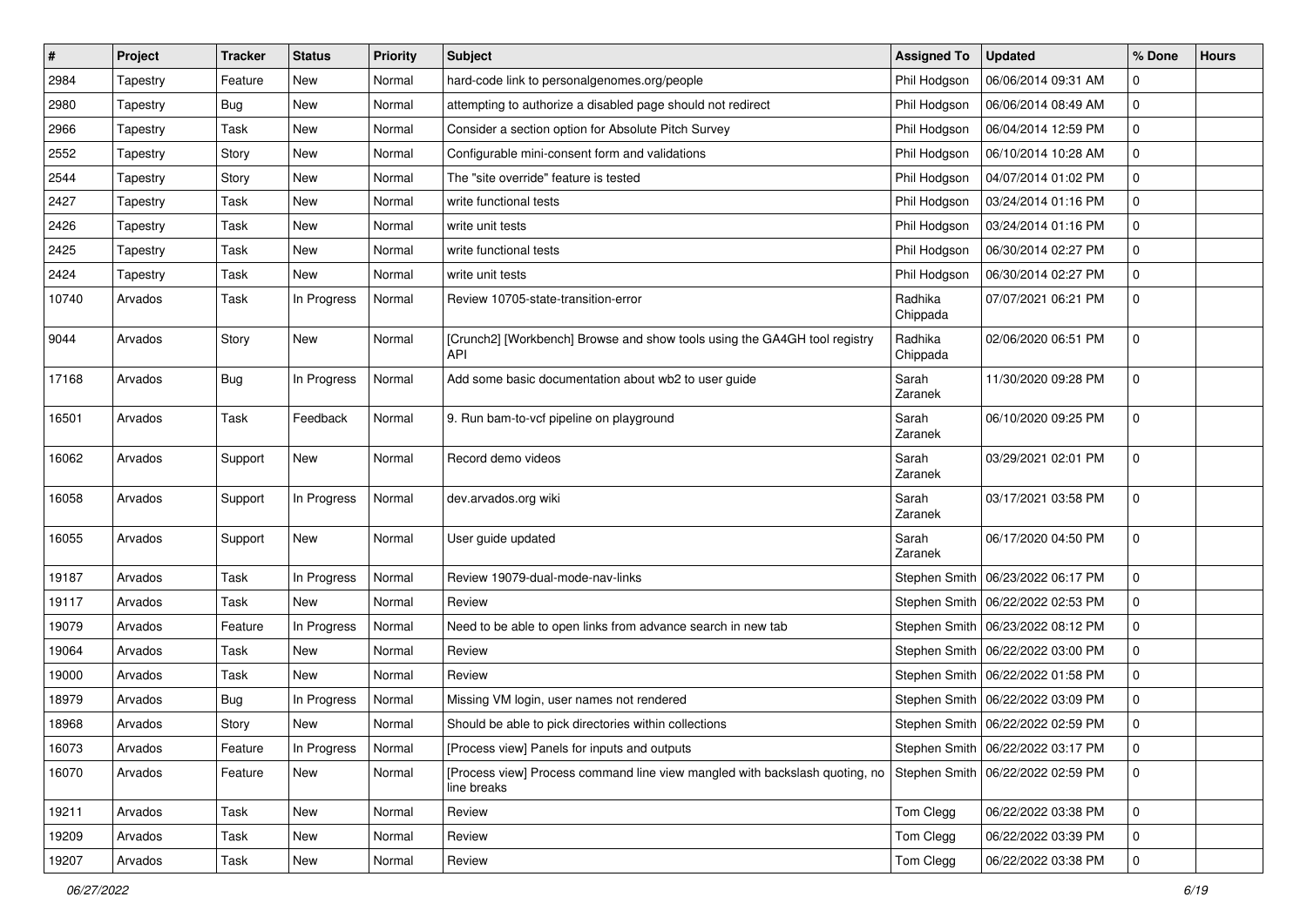| # | Project | Tracker | Status | Priority | Subject | Assigned To | Updated | % Done | Hours |
|---|---|---|---|---|---|---|---|---|---|
| 2984 | Tapestry | Feature | New | Normal | hard-code link to personalgenomes.org/people | Phil Hodgson | 06/06/2014 09:31 AM | 0 | |
| 2980 | Tapestry | Bug | New | Normal | attempting to authorize a disabled page should not redirect | Phil Hodgson | 06/06/2014 08:49 AM | 0 | |
| 2966 | Tapestry | Task | New | Normal | Consider a section option for Absolute Pitch Survey | Phil Hodgson | 06/04/2014 12:59 PM | 0 | |
| 2552 | Tapestry | Story | New | Normal | Configurable mini-consent form and validations | Phil Hodgson | 06/10/2014 10:28 AM | 0 | |
| 2544 | Tapestry | Story | New | Normal | The "site override" feature is tested | Phil Hodgson | 04/07/2014 01:02 PM | 0 | |
| 2427 | Tapestry | Task | New | Normal | write functional tests | Phil Hodgson | 03/24/2014 01:16 PM | 0 | |
| 2426 | Tapestry | Task | New | Normal | write unit tests | Phil Hodgson | 03/24/2014 01:16 PM | 0 | |
| 2425 | Tapestry | Task | New | Normal | write functional tests | Phil Hodgson | 06/30/2014 02:27 PM | 0 | |
| 2424 | Tapestry | Task | New | Normal | write unit tests | Phil Hodgson | 06/30/2014 02:27 PM | 0 | |
| 10740 | Arvados | Task | In Progress | Normal | Review 10705-state-transition-error | Radhika Chippada | 07/07/2021 06:21 PM | 0 | |
| 9044 | Arvados | Story | New | Normal | [Crunch2] [Workbench] Browse and show tools using the GA4GH tool registry API | Radhika Chippada | 02/06/2020 06:51 PM | 0 | |
| 17168 | Arvados | Bug | In Progress | Normal | Add some basic documentation about wb2 to user guide | Sarah Zaranek | 11/30/2020 09:28 PM | 0 | |
| 16501 | Arvados | Task | Feedback | Normal | 9. Run bam-to-vcf pipeline on playground | Sarah Zaranek | 06/10/2020 09:25 PM | 0 | |
| 16062 | Arvados | Support | New | Normal | Record demo videos | Sarah Zaranek | 03/29/2021 02:01 PM | 0 | |
| 16058 | Arvados | Support | In Progress | Normal | dev.arvados.org wiki | Sarah Zaranek | 03/17/2021 03:58 PM | 0 | |
| 16055 | Arvados | Support | New | Normal | User guide updated | Sarah Zaranek | 06/17/2020 04:50 PM | 0 | |
| 19187 | Arvados | Task | In Progress | Normal | Review 19079-dual-mode-nav-links | Stephen Smith | 06/23/2022 06:17 PM | 0 | |
| 19117 | Arvados | Task | New | Normal | Review | Stephen Smith | 06/22/2022 02:53 PM | 0 | |
| 19079 | Arvados | Feature | In Progress | Normal | Need to be able to open links from advance search in new tab | Stephen Smith | 06/23/2022 08:12 PM | 0 | |
| 19064 | Arvados | Task | New | Normal | Review | Stephen Smith | 06/22/2022 03:00 PM | 0 | |
| 19000 | Arvados | Task | New | Normal | Review | Stephen Smith | 06/22/2022 01:58 PM | 0 | |
| 18979 | Arvados | Bug | In Progress | Normal | Missing VM login, user names not rendered | Stephen Smith | 06/22/2022 03:09 PM | 0 | |
| 18968 | Arvados | Story | New | Normal | Should be able to pick directories within collections | Stephen Smith | 06/22/2022 02:59 PM | 0 | |
| 16073 | Arvados | Feature | In Progress | Normal | [Process view] Panels for inputs and outputs | Stephen Smith | 06/22/2022 03:17 PM | 0 | |
| 16070 | Arvados | Feature | New | Normal | [Process view] Process command line view mangled with backslash quoting, no line breaks | Stephen Smith | 06/22/2022 02:59 PM | 0 | |
| 19211 | Arvados | Task | New | Normal | Review | Tom Clegg | 06/22/2022 03:38 PM | 0 | |
| 19209 | Arvados | Task | New | Normal | Review | Tom Clegg | 06/22/2022 03:39 PM | 0 | |
| 19207 | Arvados | Task | New | Normal | Review | Tom Clegg | 06/22/2022 03:38 PM | 0 | |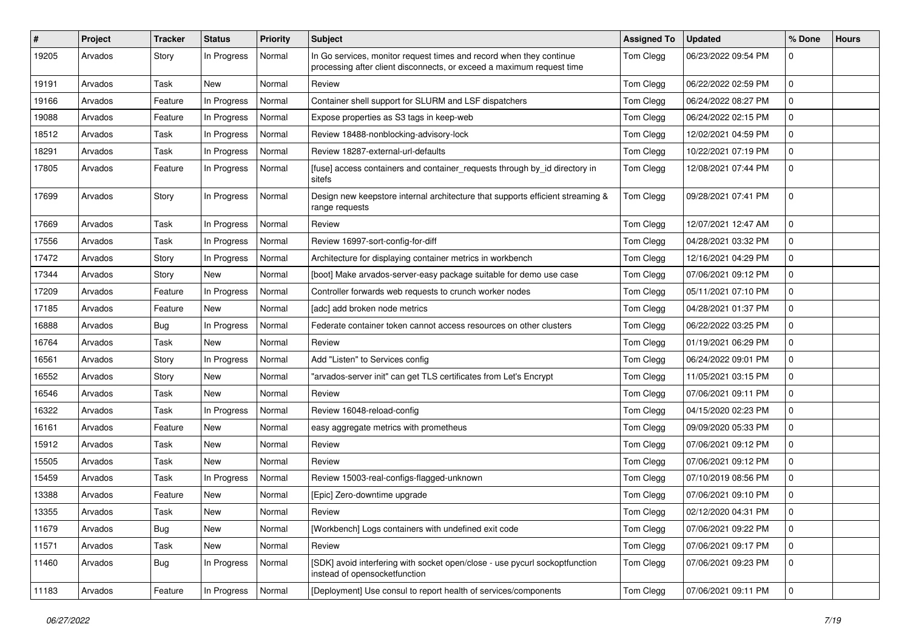| # | Project | Tracker | Status | Priority | Subject | Assigned To | Updated | % Done | Hours |
|---|---|---|---|---|---|---|---|---|---|
| 19205 | Arvados | Story | In Progress | Normal | In Go services, monitor request times and record when they continue processing after client disconnects, or exceed a maximum request time | Tom Clegg | 06/23/2022 09:54 PM | 0 | |
| 19191 | Arvados | Task | New | Normal | Review | Tom Clegg | 06/22/2022 02:59 PM | 0 | |
| 19166 | Arvados | Feature | In Progress | Normal | Container shell support for SLURM and LSF dispatchers | Tom Clegg | 06/24/2022 08:27 PM | 0 | |
| 19088 | Arvados | Feature | In Progress | Normal | Expose properties as S3 tags in keep-web | Tom Clegg | 06/24/2022 02:15 PM | 0 | |
| 18512 | Arvados | Task | In Progress | Normal | Review 18488-nonblocking-advisory-lock | Tom Clegg | 12/02/2021 04:59 PM | 0 | |
| 18291 | Arvados | Task | In Progress | Normal | Review 18287-external-url-defaults | Tom Clegg | 10/22/2021 07:19 PM | 0 | |
| 17805 | Arvados | Feature | In Progress | Normal | [fuse] access containers and container_requests through by_id directory in sitefs | Tom Clegg | 12/08/2021 07:44 PM | 0 | |
| 17699 | Arvados | Story | In Progress | Normal | Design new keepstore internal architecture that supports efficient streaming & range requests | Tom Clegg | 09/28/2021 07:41 PM | 0 | |
| 17669 | Arvados | Task | In Progress | Normal | Review | Tom Clegg | 12/07/2021 12:47 AM | 0 | |
| 17556 | Arvados | Task | In Progress | Normal | Review 16997-sort-config-for-diff | Tom Clegg | 04/28/2021 03:32 PM | 0 | |
| 17472 | Arvados | Story | In Progress | Normal | Architecture for displaying container metrics in workbench | Tom Clegg | 12/16/2021 04:29 PM | 0 | |
| 17344 | Arvados | Story | New | Normal | [boot] Make arvados-server-easy package suitable for demo use case | Tom Clegg | 07/06/2021 09:12 PM | 0 | |
| 17209 | Arvados | Feature | In Progress | Normal | Controller forwards web requests to crunch worker nodes | Tom Clegg | 05/11/2021 07:10 PM | 0 | |
| 17185 | Arvados | Feature | New | Normal | [adc] add broken node metrics | Tom Clegg | 04/28/2021 01:37 PM | 0 | |
| 16888 | Arvados | Bug | In Progress | Normal | Federate container token cannot access resources on other clusters | Tom Clegg | 06/22/2022 03:25 PM | 0 | |
| 16764 | Arvados | Task | New | Normal | Review | Tom Clegg | 01/19/2021 06:29 PM | 0 | |
| 16561 | Arvados | Story | In Progress | Normal | Add "Listen" to Services config | Tom Clegg | 06/24/2022 09:01 PM | 0 | |
| 16552 | Arvados | Story | New | Normal | "arvados-server init" can get TLS certificates from Let's Encrypt | Tom Clegg | 11/05/2021 03:15 PM | 0 | |
| 16546 | Arvados | Task | New | Normal | Review | Tom Clegg | 07/06/2021 09:11 PM | 0 | |
| 16322 | Arvados | Task | In Progress | Normal | Review 16048-reload-config | Tom Clegg | 04/15/2020 02:23 PM | 0 | |
| 16161 | Arvados | Feature | New | Normal | easy aggregate metrics with prometheus | Tom Clegg | 09/09/2020 05:33 PM | 0 | |
| 15912 | Arvados | Task | New | Normal | Review | Tom Clegg | 07/06/2021 09:12 PM | 0 | |
| 15505 | Arvados | Task | New | Normal | Review | Tom Clegg | 07/06/2021 09:12 PM | 0 | |
| 15459 | Arvados | Task | In Progress | Normal | Review 15003-real-configs-flagged-unknown | Tom Clegg | 07/10/2019 08:56 PM | 0 | |
| 13388 | Arvados | Feature | New | Normal | [Epic] Zero-downtime upgrade | Tom Clegg | 07/06/2021 09:10 PM | 0 | |
| 13355 | Arvados | Task | New | Normal | Review | Tom Clegg | 02/12/2020 04:31 PM | 0 | |
| 11679 | Arvados | Bug | New | Normal | [Workbench] Logs containers with undefined exit code | Tom Clegg | 07/06/2021 09:22 PM | 0 | |
| 11571 | Arvados | Task | New | Normal | Review | Tom Clegg | 07/06/2021 09:17 PM | 0 | |
| 11460 | Arvados | Bug | In Progress | Normal | [SDK] avoid interfering with socket open/close - use pycurl sockoptfunction instead of opensocketfunction | Tom Clegg | 07/06/2021 09:23 PM | 0 | |
| 11183 | Arvados | Feature | In Progress | Normal | [Deployment] Use consul to report health of services/components | Tom Clegg | 07/06/2021 09:11 PM | 0 | |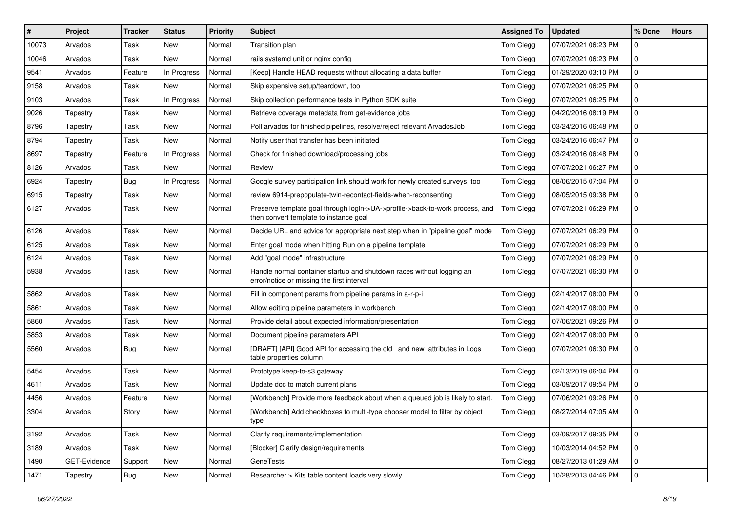| # | Project | Tracker | Status | Priority | Subject | Assigned To | Updated | % Done | Hours |
|---|---|---|---|---|---|---|---|---|---|
| 10073 | Arvados | Task | New | Normal | Transition plan | Tom Clegg | 07/07/2021 06:23 PM | 0 | |
| 10046 | Arvados | Task | New | Normal | rails systemd unit or nginx config | Tom Clegg | 07/07/2021 06:23 PM | 0 | |
| 9541 | Arvados | Feature | In Progress | Normal | [Keep] Handle HEAD requests without allocating a data buffer | Tom Clegg | 01/29/2020 03:10 PM | 0 | |
| 9158 | Arvados | Task | New | Normal | Skip expensive setup/teardown, too | Tom Clegg | 07/07/2021 06:25 PM | 0 | |
| 9103 | Arvados | Task | In Progress | Normal | Skip collection performance tests in Python SDK suite | Tom Clegg | 07/07/2021 06:25 PM | 0 | |
| 9026 | Tapestry | Task | New | Normal | Retrieve coverage metadata from get-evidence jobs | Tom Clegg | 04/20/2016 08:19 PM | 0 | |
| 8796 | Tapestry | Task | New | Normal | Poll arvados for finished pipelines, resolve/reject relevant ArvadosJob | Tom Clegg | 03/24/2016 06:48 PM | 0 | |
| 8794 | Tapestry | Task | New | Normal | Notify user that transfer has been initiated | Tom Clegg | 03/24/2016 06:47 PM | 0 | |
| 8697 | Tapestry | Feature | In Progress | Normal | Check for finished download/processing jobs | Tom Clegg | 03/24/2016 06:48 PM | 0 | |
| 8126 | Arvados | Task | New | Normal | Review | Tom Clegg | 07/07/2021 06:27 PM | 0 | |
| 6924 | Tapestry | Bug | In Progress | Normal | Google survey participation link should work for newly created surveys, too | Tom Clegg | 08/06/2015 07:04 PM | 0 | |
| 6915 | Tapestry | Task | New | Normal | review 6914-prepopulate-twin-recontact-fields-when-reconsenting | Tom Clegg | 08/05/2015 09:38 PM | 0 | |
| 6127 | Arvados | Task | New | Normal | Preserve template goal through login->UA->profile->back-to-work process, and then convert template to instance goal | Tom Clegg | 07/07/2021 06:29 PM | 0 | |
| 6126 | Arvados | Task | New | Normal | Decide URL and advice for appropriate next step when in "pipeline goal" mode | Tom Clegg | 07/07/2021 06:29 PM | 0 | |
| 6125 | Arvados | Task | New | Normal | Enter goal mode when hitting Run on a pipeline template | Tom Clegg | 07/07/2021 06:29 PM | 0 | |
| 6124 | Arvados | Task | New | Normal | Add "goal mode" infrastructure | Tom Clegg | 07/07/2021 06:29 PM | 0 | |
| 5938 | Arvados | Task | New | Normal | Handle normal container startup and shutdown races without logging an error/notice or missing the first interval | Tom Clegg | 07/07/2021 06:30 PM | 0 | |
| 5862 | Arvados | Task | New | Normal | Fill in component params from pipeline params in a-r-p-i | Tom Clegg | 02/14/2017 08:00 PM | 0 | |
| 5861 | Arvados | Task | New | Normal | Allow editing pipeline parameters in workbench | Tom Clegg | 02/14/2017 08:00 PM | 0 | |
| 5860 | Arvados | Task | New | Normal | Provide detail about expected information/presentation | Tom Clegg | 07/06/2021 09:26 PM | 0 | |
| 5853 | Arvados | Task | New | Normal | Document pipeline parameters API | Tom Clegg | 02/14/2017 08:00 PM | 0 | |
| 5560 | Arvados | Bug | New | Normal | [DRAFT] [API] Good API for accessing the old_ and new_attributes in Logs table properties column | Tom Clegg | 07/07/2021 06:30 PM | 0 | |
| 5454 | Arvados | Task | New | Normal | Prototype keep-to-s3 gateway | Tom Clegg | 02/13/2019 06:04 PM | 0 | |
| 4611 | Arvados | Task | New | Normal | Update doc to match current plans | Tom Clegg | 03/09/2017 09:54 PM | 0 | |
| 4456 | Arvados | Feature | New | Normal | [Workbench] Provide more feedback about when a queued job is likely to start. | Tom Clegg | 07/06/2021 09:26 PM | 0 | |
| 3304 | Arvados | Story | New | Normal | [Workbench] Add checkboxes to multi-type chooser modal to filter by object type | Tom Clegg | 08/27/2014 07:05 AM | 0 | |
| 3192 | Arvados | Task | New | Normal | Clarify requirements/implementation | Tom Clegg | 03/09/2017 09:35 PM | 0 | |
| 3189 | Arvados | Task | New | Normal | [Blocker] Clarify design/requirements | Tom Clegg | 10/03/2014 04:52 PM | 0 | |
| 1490 | GET-Evidence | Support | New | Normal | GeneTests | Tom Clegg | 08/27/2013 01:29 AM | 0 | |
| 1471 | Tapestry | Bug | New | Normal | Researcher > Kits table content loads very slowly | Tom Clegg | 10/28/2013 04:46 PM | 0 | |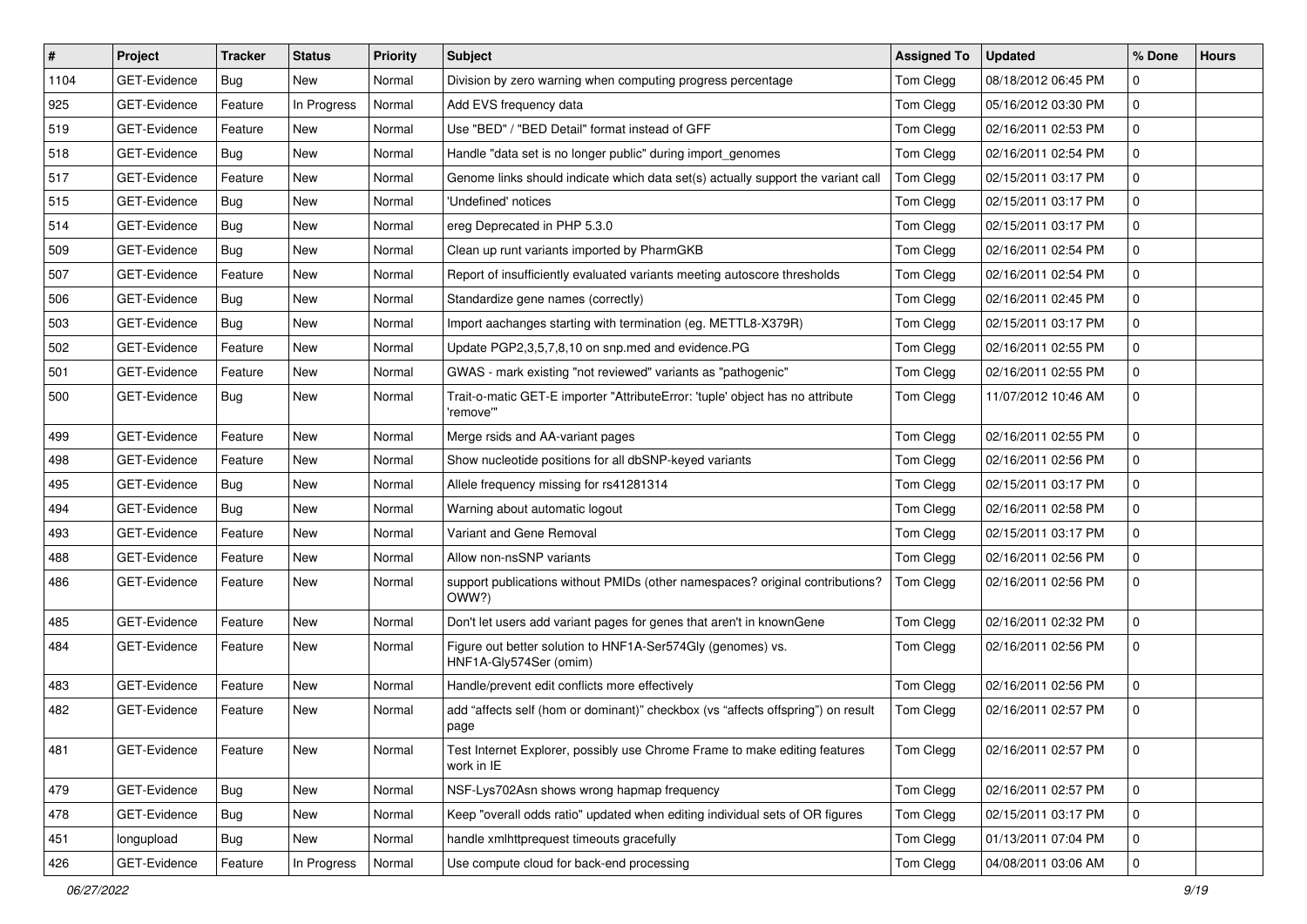| # | Project | Tracker | Status | Priority | Subject | Assigned To | Updated | % Done | Hours |
|---|---|---|---|---|---|---|---|---|---|
| 1104 | GET-Evidence | Bug | New | Normal | Division by zero warning when computing progress percentage | Tom Clegg | 08/18/2012 06:45 PM | 0 | |
| 925 | GET-Evidence | Feature | In Progress | Normal | Add EVS frequency data | Tom Clegg | 05/16/2012 03:30 PM | 0 | |
| 519 | GET-Evidence | Feature | New | Normal | Use "BED" / "BED Detail" format instead of GFF | Tom Clegg | 02/16/2011 02:53 PM | 0 | |
| 518 | GET-Evidence | Bug | New | Normal | Handle "data set is no longer public" during import_genomes | Tom Clegg | 02/16/2011 02:54 PM | 0 | |
| 517 | GET-Evidence | Feature | New | Normal | Genome links should indicate which data set(s) actually support the variant call | Tom Clegg | 02/15/2011 03:17 PM | 0 | |
| 515 | GET-Evidence | Bug | New | Normal | 'Undefined' notices | Tom Clegg | 02/15/2011 03:17 PM | 0 | |
| 514 | GET-Evidence | Bug | New | Normal | ereg Deprecated in PHP 5.3.0 | Tom Clegg | 02/15/2011 03:17 PM | 0 | |
| 509 | GET-Evidence | Bug | New | Normal | Clean up runt variants imported by PharmGKB | Tom Clegg | 02/16/2011 02:54 PM | 0 | |
| 507 | GET-Evidence | Feature | New | Normal | Report of insufficiently evaluated variants meeting autoscore thresholds | Tom Clegg | 02/16/2011 02:54 PM | 0 | |
| 506 | GET-Evidence | Bug | New | Normal | Standardize gene names (correctly) | Tom Clegg | 02/16/2011 02:45 PM | 0 | |
| 503 | GET-Evidence | Bug | New | Normal | Import aachanges starting with termination (eg. METTL8-X379R) | Tom Clegg | 02/15/2011 03:17 PM | 0 | |
| 502 | GET-Evidence | Feature | New | Normal | Update PGP2,3,5,7,8,10 on snp.med and evidence.PG | Tom Clegg | 02/16/2011 02:55 PM | 0 | |
| 501 | GET-Evidence | Feature | New | Normal | GWAS - mark existing "not reviewed" variants as "pathogenic" | Tom Clegg | 02/16/2011 02:55 PM | 0 | |
| 500 | GET-Evidence | Bug | New | Normal | Trait-o-matic GET-E importer "AttributeError: 'tuple' object has no attribute 'remove'" | Tom Clegg | 11/07/2012 10:46 AM | 0 | |
| 499 | GET-Evidence | Feature | New | Normal | Merge rsids and AA-variant pages | Tom Clegg | 02/16/2011 02:55 PM | 0 | |
| 498 | GET-Evidence | Feature | New | Normal | Show nucleotide positions for all dbSNP-keyed variants | Tom Clegg | 02/16/2011 02:56 PM | 0 | |
| 495 | GET-Evidence | Bug | New | Normal | Allele frequency missing for rs41281314 | Tom Clegg | 02/15/2011 03:17 PM | 0 | |
| 494 | GET-Evidence | Bug | New | Normal | Warning about automatic logout | Tom Clegg | 02/16/2011 02:58 PM | 0 | |
| 493 | GET-Evidence | Feature | New | Normal | Variant and Gene Removal | Tom Clegg | 02/15/2011 03:17 PM | 0 | |
| 488 | GET-Evidence | Feature | New | Normal | Allow non-nsSNP variants | Tom Clegg | 02/16/2011 02:56 PM | 0 | |
| 486 | GET-Evidence | Feature | New | Normal | support publications without PMIDs (other namespaces? original contributions? OWW?) | Tom Clegg | 02/16/2011 02:56 PM | 0 | |
| 485 | GET-Evidence | Feature | New | Normal | Don't let users add variant pages for genes that aren't in knownGene | Tom Clegg | 02/16/2011 02:32 PM | 0 | |
| 484 | GET-Evidence | Feature | New | Normal | Figure out better solution to HNF1A-Ser574Gly (genomes) vs. HNF1A-Gly574Ser (omim) | Tom Clegg | 02/16/2011 02:56 PM | 0 | |
| 483 | GET-Evidence | Feature | New | Normal | Handle/prevent edit conflicts more effectively | Tom Clegg | 02/16/2011 02:56 PM | 0 | |
| 482 | GET-Evidence | Feature | New | Normal | add “affects self (hom or dominant)” checkbox (vs “affects offspring”) on result page | Tom Clegg | 02/16/2011 02:57 PM | 0 | |
| 481 | GET-Evidence | Feature | New | Normal | Test Internet Explorer, possibly use Chrome Frame to make editing features work in IE | Tom Clegg | 02/16/2011 02:57 PM | 0 | |
| 479 | GET-Evidence | Bug | New | Normal | NSF-Lys702Asn shows wrong hapmap frequency | Tom Clegg | 02/16/2011 02:57 PM | 0 | |
| 478 | GET-Evidence | Bug | New | Normal | Keep "overall odds ratio" updated when editing individual sets of OR figures | Tom Clegg | 02/15/2011 03:17 PM | 0 | |
| 451 | longupload | Bug | New | Normal | handle xmlhttprequest timeouts gracefully | Tom Clegg | 01/13/2011 07:04 PM | 0 | |
| 426 | GET-Evidence | Feature | In Progress | Normal | Use compute cloud for back-end processing | Tom Clegg | 04/08/2011 03:06 AM | 0 | |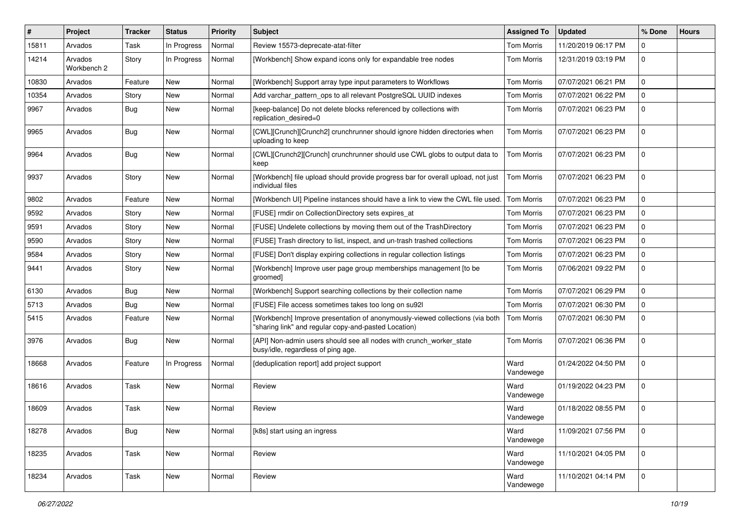| # | Project | Tracker | Status | Priority | Subject | Assigned To | Updated | % Done | Hours |
|---|---|---|---|---|---|---|---|---|---|
| 15811 | Arvados | Task | In Progress | Normal | Review 15573-deprecate-atat-filter | Tom Morris | 11/20/2019 06:17 PM | 0 | |
| 14214 | Arvados Workbench 2 | Story | In Progress | Normal | [Workbench] Show expand icons only for expandable tree nodes | Tom Morris | 12/31/2019 03:19 PM | 0 | |
| 10830 | Arvados | Feature | New | Normal | [Workbench] Support array type input parameters to Workflows | Tom Morris | 07/07/2021 06:21 PM | 0 | |
| 10354 | Arvados | Story | New | Normal | Add varchar_pattern_ops to all relevant PostgreSQL UUID indexes | Tom Morris | 07/07/2021 06:22 PM | 0 | |
| 9967 | Arvados | Bug | New | Normal | [keep-balance] Do not delete blocks referenced by collections with replication_desired=0 | Tom Morris | 07/07/2021 06:23 PM | 0 | |
| 9965 | Arvados | Bug | New | Normal | [CWL][Crunch][Crunch2] crunchrunner should ignore hidden directories when uploading to keep | Tom Morris | 07/07/2021 06:23 PM | 0 | |
| 9964 | Arvados | Bug | New | Normal | [CWL][Crunch2][Crunch] crunchrunner should use CWL globs to output data to keep | Tom Morris | 07/07/2021 06:23 PM | 0 | |
| 9937 | Arvados | Story | New | Normal | [Workbench] file upload should provide progress bar for overall upload, not just individual files | Tom Morris | 07/07/2021 06:23 PM | 0 | |
| 9802 | Arvados | Feature | New | Normal | [Workbench UI] Pipeline instances should have a link to view the CWL file used. | Tom Morris | 07/07/2021 06:23 PM | 0 | |
| 9592 | Arvados | Story | New | Normal | [FUSE] rmdir on CollectionDirectory sets expires_at | Tom Morris | 07/07/2021 06:23 PM | 0 | |
| 9591 | Arvados | Story | New | Normal | [FUSE] Undelete collections by moving them out of the TrashDirectory | Tom Morris | 07/07/2021 06:23 PM | 0 | |
| 9590 | Arvados | Story | New | Normal | [FUSE] Trash directory to list, inspect, and un-trash trashed collections | Tom Morris | 07/07/2021 06:23 PM | 0 | |
| 9584 | Arvados | Story | New | Normal | [FUSE] Don't display expiring collections in regular collection listings | Tom Morris | 07/07/2021 06:23 PM | 0 | |
| 9441 | Arvados | Story | New | Normal | [Workbench] Improve user page group memberships management [to be groomed] | Tom Morris | 07/06/2021 09:22 PM | 0 | |
| 6130 | Arvados | Bug | New | Normal | [Workbench] Support searching collections by their collection name | Tom Morris | 07/07/2021 06:29 PM | 0 | |
| 5713 | Arvados | Bug | New | Normal | [FUSE] File access sometimes takes too long on su92l | Tom Morris | 07/07/2021 06:30 PM | 0 | |
| 5415 | Arvados | Feature | New | Normal | [Workbench] Improve presentation of anonymously-viewed collections (via both "sharing link" and regular copy-and-pasted Location) | Tom Morris | 07/07/2021 06:30 PM | 0 | |
| 3976 | Arvados | Bug | New | Normal | [API] Non-admin users should see all nodes with crunch_worker_state busy/idle, regardless of ping age. | Tom Morris | 07/07/2021 06:36 PM | 0 | |
| 18668 | Arvados | Feature | In Progress | Normal | [deduplication report] add project support | Ward Vandewege | 01/24/2022 04:50 PM | 0 | |
| 18616 | Arvados | Task | New | Normal | Review | Ward Vandewege | 01/19/2022 04:23 PM | 0 | |
| 18609 | Arvados | Task | New | Normal | Review | Ward Vandewege | 01/18/2022 08:55 PM | 0 | |
| 18278 | Arvados | Bug | New | Normal | [k8s] start using an ingress | Ward Vandewege | 11/09/2021 07:56 PM | 0 | |
| 18235 | Arvados | Task | New | Normal | Review | Ward Vandewege | 11/10/2021 04:05 PM | 0 | |
| 18234 | Arvados | Task | New | Normal | Review | Ward Vandewege | 11/10/2021 04:14 PM | 0 | |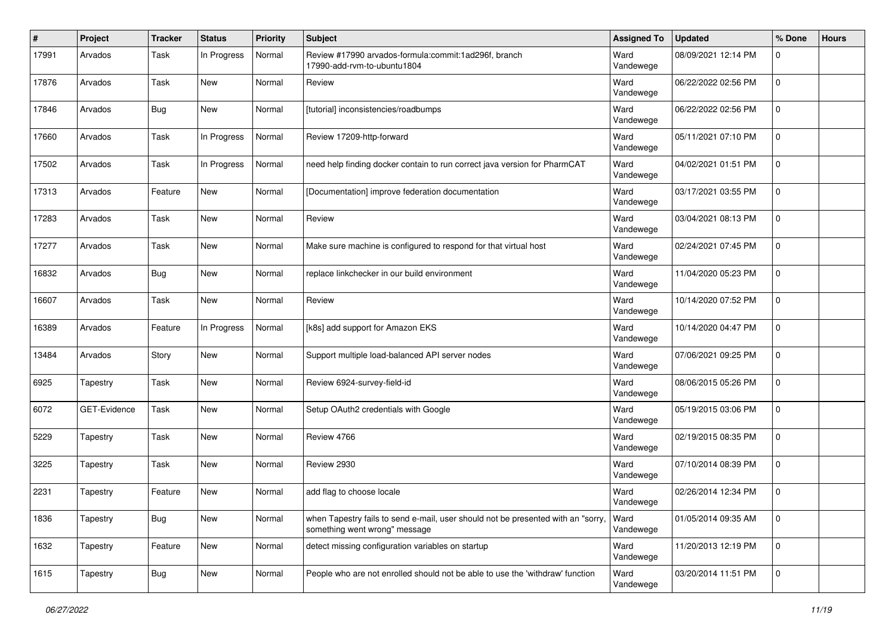| # | Project | Tracker | Status | Priority | Subject | Assigned To | Updated | % Done | Hours |
|---|---|---|---|---|---|---|---|---|---|
| 17991 | Arvados | Task | In Progress | Normal | Review #17990 arvados-formula:commit:1ad296f, branch 17990-add-rvm-to-ubuntu1804 | Ward Vandewege | 08/09/2021 12:14 PM | 0 | |
| 17876 | Arvados | Task | New | Normal | Review | Ward Vandewege | 06/22/2022 02:56 PM | 0 | |
| 17846 | Arvados | Bug | New | Normal | [tutorial] inconsistencies/roadbumps | Ward Vandewege | 06/22/2022 02:56 PM | 0 | |
| 17660 | Arvados | Task | In Progress | Normal | Review 17209-http-forward | Ward Vandewege | 05/11/2021 07:10 PM | 0 | |
| 17502 | Arvados | Task | In Progress | Normal | need help finding docker contain to run correct java version for PharmCAT | Ward Vandewege | 04/02/2021 01:51 PM | 0 | |
| 17313 | Arvados | Feature | New | Normal | [Documentation] improve federation documentation | Ward Vandewege | 03/17/2021 03:55 PM | 0 | |
| 17283 | Arvados | Task | New | Normal | Review | Ward Vandewege | 03/04/2021 08:13 PM | 0 | |
| 17277 | Arvados | Task | New | Normal | Make sure machine is configured to respond for that virtual host | Ward Vandewege | 02/24/2021 07:45 PM | 0 | |
| 16832 | Arvados | Bug | New | Normal | replace linkchecker in our build environment | Ward Vandewege | 11/04/2020 05:23 PM | 0 | |
| 16607 | Arvados | Task | New | Normal | Review | Ward Vandewege | 10/14/2020 07:52 PM | 0 | |
| 16389 | Arvados | Feature | In Progress | Normal | [k8s] add support for Amazon EKS | Ward Vandewege | 10/14/2020 04:47 PM | 0 | |
| 13484 | Arvados | Story | New | Normal | Support multiple load-balanced API server nodes | Ward Vandewege | 07/06/2021 09:25 PM | 0 | |
| 6925 | Tapestry | Task | New | Normal | Review 6924-survey-field-id | Ward Vandewege | 08/06/2015 05:26 PM | 0 | |
| 6072 | GET-Evidence | Task | New | Normal | Setup OAuth2 credentials with Google | Ward Vandewege | 05/19/2015 03:06 PM | 0 | |
| 5229 | Tapestry | Task | New | Normal | Review 4766 | Ward Vandewege | 02/19/2015 08:35 PM | 0 | |
| 3225 | Tapestry | Task | New | Normal | Review 2930 | Ward Vandewege | 07/10/2014 08:39 PM | 0 | |
| 2231 | Tapestry | Feature | New | Normal | add flag to choose locale | Ward Vandewege | 02/26/2014 12:34 PM | 0 | |
| 1836 | Tapestry | Bug | New | Normal | when Tapestry fails to send e-mail, user should not be presented with an "sorry, something went wrong" message | Ward Vandewege | 01/05/2014 09:35 AM | 0 | |
| 1632 | Tapestry | Feature | New | Normal | detect missing configuration variables on startup | Ward Vandewege | 11/20/2013 12:19 PM | 0 | |
| 1615 | Tapestry | Bug | New | Normal | People who are not enrolled should not be able to use the 'withdraw' function | Ward Vandewege | 03/20/2014 11:51 PM | 0 | |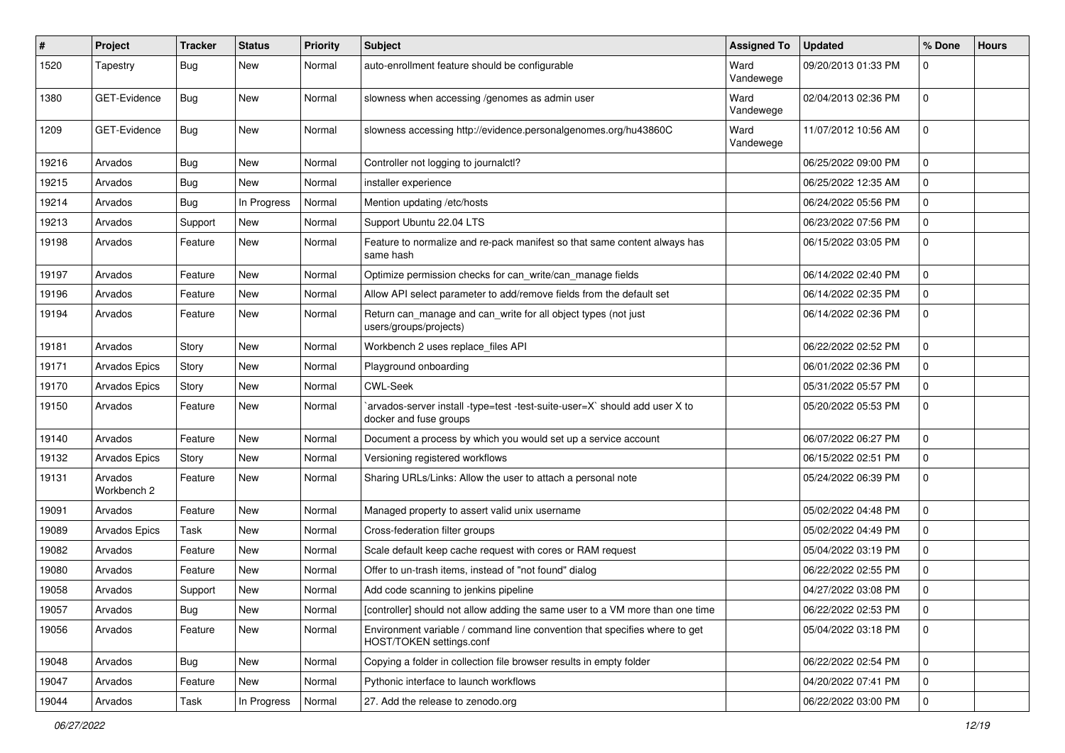| # | Project | Tracker | Status | Priority | Subject | Assigned To | Updated | % Done | Hours |
|---|---|---|---|---|---|---|---|---|---|
| 1520 | Tapestry | Bug | New | Normal | auto-enrollment feature should be configurable | Ward Vandewege | 09/20/2013 01:33 PM | 0 | |
| 1380 | GET-Evidence | Bug | New | Normal | slowness when accessing /genomes as admin user | Ward Vandewege | 02/04/2013 02:36 PM | 0 | |
| 1209 | GET-Evidence | Bug | New | Normal | slowness accessing http://evidence.personalgenomes.org/hu43860C | Ward Vandewege | 11/07/2012 10:56 AM | 0 | |
| 19216 | Arvados | Bug | New | Normal | Controller not logging to journalctl? | | 06/25/2022 09:00 PM | 0 | |
| 19215 | Arvados | Bug | New | Normal | installer experience | | 06/25/2022 12:35 AM | 0 | |
| 19214 | Arvados | Bug | In Progress | Normal | Mention updating /etc/hosts | | 06/24/2022 05:56 PM | 0 | |
| 19213 | Arvados | Support | New | Normal | Support Ubuntu 22.04 LTS | | 06/23/2022 07:56 PM | 0 | |
| 19198 | Arvados | Feature | New | Normal | Feature to normalize and re-pack manifest so that same content always has same hash | | 06/15/2022 03:05 PM | 0 | |
| 19197 | Arvados | Feature | New | Normal | Optimize permission checks for can_write/can_manage fields | | 06/14/2022 02:40 PM | 0 | |
| 19196 | Arvados | Feature | New | Normal | Allow API select parameter to add/remove fields from the default set | | 06/14/2022 02:35 PM | 0 | |
| 19194 | Arvados | Feature | New | Normal | Return can_manage and can_write for all object types (not just users/groups/projects) | | 06/14/2022 02:36 PM | 0 | |
| 19181 | Arvados | Story | New | Normal | Workbench 2 uses replace_files API | | 06/22/2022 02:52 PM | 0 | |
| 19171 | Arvados Epics | Story | New | Normal | Playground onboarding | | 06/01/2022 02:36 PM | 0 | |
| 19170 | Arvados Epics | Story | New | Normal | CWL-Seek | | 05/31/2022 05:57 PM | 0 | |
| 19150 | Arvados | Feature | New | Normal | `arvados-server install -type=test -test-suite-user=X` should add user X to docker and fuse groups | | 05/20/2022 05:53 PM | 0 | |
| 19140 | Arvados | Feature | New | Normal | Document a process by which you would set up a service account | | 06/07/2022 06:27 PM | 0 | |
| 19132 | Arvados Epics | Story | New | Normal | Versioning registered workflows | | 06/15/2022 02:51 PM | 0 | |
| 19131 | Arvados Workbench 2 | Feature | New | Normal | Sharing URLs/Links: Allow the user to attach a personal note | | 05/24/2022 06:39 PM | 0 | |
| 19091 | Arvados | Feature | New | Normal | Managed property to assert valid unix username | | 05/02/2022 04:48 PM | 0 | |
| 19089 | Arvados Epics | Task | New | Normal | Cross-federation filter groups | | 05/02/2022 04:49 PM | 0 | |
| 19082 | Arvados | Feature | New | Normal | Scale default keep cache request with cores or RAM request | | 05/04/2022 03:19 PM | 0 | |
| 19080 | Arvados | Feature | New | Normal | Offer to un-trash items, instead of "not found" dialog | | 06/22/2022 02:55 PM | 0 | |
| 19058 | Arvados | Support | New | Normal | Add code scanning to jenkins pipeline | | 04/27/2022 03:08 PM | 0 | |
| 19057 | Arvados | Bug | New | Normal | [controller] should not allow adding the same user to a VM more than one time | | 06/22/2022 02:53 PM | 0 | |
| 19056 | Arvados | Feature | New | Normal | Environment variable / command line convention that specifies where to get HOST/TOKEN settings.conf | | 05/04/2022 03:18 PM | 0 | |
| 19048 | Arvados | Bug | New | Normal | Copying a folder in collection file browser results in empty folder | | 06/22/2022 02:54 PM | 0 | |
| 19047 | Arvados | Feature | New | Normal | Pythonic interface to launch workflows | | 04/20/2022 07:41 PM | 0 | |
| 19044 | Arvados | Task | In Progress | Normal | 27. Add the release to zenodo.org | | 06/22/2022 03:00 PM | 0 | |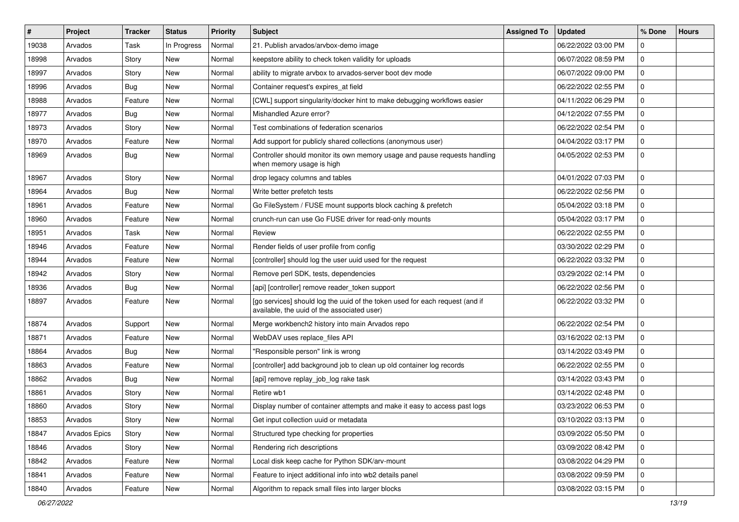| # | Project | Tracker | Status | Priority | Subject | Assigned To | Updated | % Done | Hours |
|---|---|---|---|---|---|---|---|---|---|
| 19038 | Arvados | Task | In Progress | Normal | 21. Publish arvados/arvbox-demo image | | 06/22/2022 03:00 PM | 0 | |
| 18998 | Arvados | Story | New | Normal | keepstore ability to check token validity for uploads | | 06/07/2022 08:59 PM | 0 | |
| 18997 | Arvados | Story | New | Normal | ability to migrate arvbox to arvados-server boot dev mode | | 06/07/2022 09:00 PM | 0 | |
| 18996 | Arvados | Bug | New | Normal | Container request's expires_at field | | 06/22/2022 02:55 PM | 0 | |
| 18988 | Arvados | Feature | New | Normal | [CWL] support singularity/docker hint to make debugging workflows easier | | 04/11/2022 06:29 PM | 0 | |
| 18977 | Arvados | Bug | New | Normal | Mishandled Azure error? | | 04/12/2022 07:55 PM | 0 | |
| 18973 | Arvados | Story | New | Normal | Test combinations of federation scenarios | | 06/22/2022 02:54 PM | 0 | |
| 18970 | Arvados | Feature | New | Normal | Add support for publicly shared collections (anonymous user) | | 04/04/2022 03:17 PM | 0 | |
| 18969 | Arvados | Bug | New | Normal | Controller should monitor its own memory usage and pause requests handling when memory usage is high | | 04/05/2022 02:53 PM | 0 | |
| 18967 | Arvados | Story | New | Normal | drop legacy columns and tables | | 04/01/2022 07:03 PM | 0 | |
| 18964 | Arvados | Bug | New | Normal | Write better prefetch tests | | 06/22/2022 02:56 PM | 0 | |
| 18961 | Arvados | Feature | New | Normal | Go FileSystem / FUSE mount supports block caching & prefetch | | 05/04/2022 03:18 PM | 0 | |
| 18960 | Arvados | Feature | New | Normal | crunch-run can use Go FUSE driver for read-only mounts | | 05/04/2022 03:17 PM | 0 | |
| 18951 | Arvados | Task | New | Normal | Review | | 06/22/2022 02:55 PM | 0 | |
| 18946 | Arvados | Feature | New | Normal | Render fields of user profile from config | | 03/30/2022 02:29 PM | 0 | |
| 18944 | Arvados | Feature | New | Normal | [controller] should log the user uuid used for the request | | 06/22/2022 03:32 PM | 0 | |
| 18942 | Arvados | Story | New | Normal | Remove perl SDK, tests, dependencies | | 03/29/2022 02:14 PM | 0 | |
| 18936 | Arvados | Bug | New | Normal | [api] [controller] remove reader_token support | | 06/22/2022 02:56 PM | 0 | |
| 18897 | Arvados | Feature | New | Normal | [go services] should log the uuid of the token used for each request (and if available, the uuid of the associated user) | | 06/22/2022 03:32 PM | 0 | |
| 18874 | Arvados | Support | New | Normal | Merge workbench2 history into main Arvados repo | | 06/22/2022 02:54 PM | 0 | |
| 18871 | Arvados | Feature | New | Normal | WebDAV uses replace_files API | | 03/16/2022 02:13 PM | 0 | |
| 18864 | Arvados | Bug | New | Normal | "Responsible person" link is wrong | | 03/14/2022 03:49 PM | 0 | |
| 18863 | Arvados | Feature | New | Normal | [controller] add background job to clean up old container log records | | 06/22/2022 02:55 PM | 0 | |
| 18862 | Arvados | Bug | New | Normal | [api] remove replay_job_log rake task | | 03/14/2022 03:43 PM | 0 | |
| 18861 | Arvados | Story | New | Normal | Retire wb1 | | 03/14/2022 02:48 PM | 0 | |
| 18860 | Arvados | Story | New | Normal | Display number of container attempts and make it easy to access past logs | | 03/23/2022 06:53 PM | 0 | |
| 18853 | Arvados | Story | New | Normal | Get input collection uuid or metadata | | 03/10/2022 03:13 PM | 0 | |
| 18847 | Arvados Epics | Story | New | Normal | Structured type checking for properties | | 03/09/2022 05:50 PM | 0 | |
| 18846 | Arvados | Story | New | Normal | Rendering rich descriptions | | 03/09/2022 08:42 PM | 0 | |
| 18842 | Arvados | Feature | New | Normal | Local disk keep cache for Python SDK/arv-mount | | 03/08/2022 04:29 PM | 0 | |
| 18841 | Arvados | Feature | New | Normal | Feature to inject additional info into wb2 details panel | | 03/08/2022 09:59 PM | 0 | |
| 18840 | Arvados | Feature | New | Normal | Algorithm to repack small files into larger blocks | | 03/08/2022 03:15 PM | 0 | |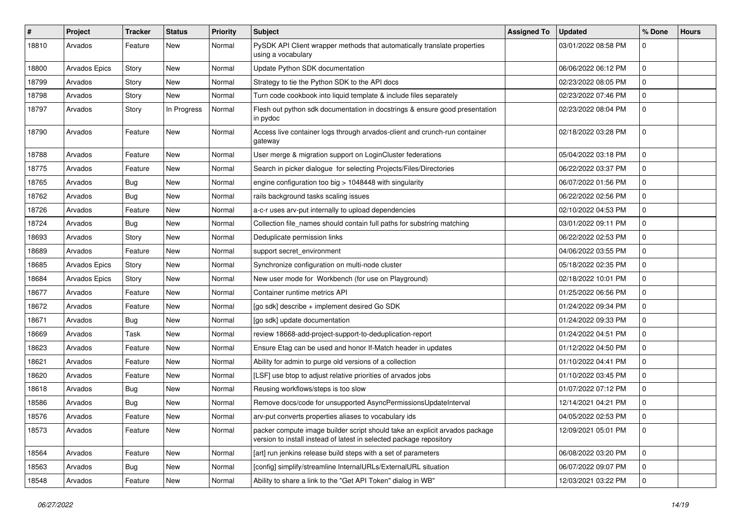| # | Project | Tracker | Status | Priority | Subject | Assigned To | Updated | % Done | Hours |
|---|---|---|---|---|---|---|---|---|---|
| 18810 | Arvados | Feature | New | Normal | PySDK API Client wrapper methods that automatically translate properties using a vocabulary | | 03/01/2022 08:58 PM | 0 | |
| 18800 | Arvados Epics | Story | New | Normal | Update Python SDK documentation | | 06/06/2022 06:12 PM | 0 | |
| 18799 | Arvados | Story | New | Normal | Strategy to tie the Python SDK to the API docs | | 02/23/2022 08:05 PM | 0 | |
| 18798 | Arvados | Story | New | Normal | Turn code cookbook into liquid template & include files separately | | 02/23/2022 07:46 PM | 0 | |
| 18797 | Arvados | Story | In Progress | Normal | Flesh out python sdk documentation in docstrings & ensure good presentation in pydoc | | 02/23/2022 08:04 PM | 0 | |
| 18790 | Arvados | Feature | New | Normal | Access live container logs through arvados-client and crunch-run container gateway | | 02/18/2022 03:28 PM | 0 | |
| 18788 | Arvados | Feature | New | Normal | User merge & migration support on LoginCluster federations | | 05/04/2022 03:18 PM | 0 | |
| 18775 | Arvados | Feature | New | Normal | Search in picker dialogue for selecting Projects/Files/Directories | | 06/22/2022 03:37 PM | 0 | |
| 18765 | Arvados | Bug | New | Normal | engine configuration too big > 1048448 with singularity | | 06/07/2022 01:56 PM | 0 | |
| 18762 | Arvados | Bug | New | Normal | rails background tasks scaling issues | | 06/22/2022 02:56 PM | 0 | |
| 18726 | Arvados | Feature | New | Normal | a-c-r uses arv-put internally to upload dependencies | | 02/10/2022 04:53 PM | 0 | |
| 18724 | Arvados | Bug | New | Normal | Collection file_names should contain full paths for substring matching | | 03/01/2022 09:11 PM | 0 | |
| 18693 | Arvados | Story | New | Normal | Deduplicate permission links | | 06/22/2022 02:53 PM | 0 | |
| 18689 | Arvados | Feature | New | Normal | support secret_environment | | 04/06/2022 03:55 PM | 0 | |
| 18685 | Arvados Epics | Story | New | Normal | Synchronize configuration on multi-node cluster | | 05/18/2022 02:35 PM | 0 | |
| 18684 | Arvados Epics | Story | New | Normal | New user mode for Workbench (for use on Playground) | | 02/18/2022 10:01 PM | 0 | |
| 18677 | Arvados | Feature | New | Normal | Container runtime metrics API | | 01/25/2022 06:56 PM | 0 | |
| 18672 | Arvados | Feature | New | Normal | [go sdk] describe + implement desired Go SDK | | 01/24/2022 09:34 PM | 0 | |
| 18671 | Arvados | Bug | New | Normal | [go sdk] update documentation | | 01/24/2022 09:33 PM | 0 | |
| 18669 | Arvados | Task | New | Normal | review 18668-add-project-support-to-deduplication-report | | 01/24/2022 04:51 PM | 0 | |
| 18623 | Arvados | Feature | New | Normal | Ensure Etag can be used and honor If-Match header in updates | | 01/12/2022 04:50 PM | 0 | |
| 18621 | Arvados | Feature | New | Normal | Ability for admin to purge old versions of a collection | | 01/10/2022 04:41 PM | 0 | |
| 18620 | Arvados | Feature | New | Normal | [LSF] use btop to adjust relative priorities of arvados jobs | | 01/10/2022 03:45 PM | 0 | |
| 18618 | Arvados | Bug | New | Normal | Reusing workflows/steps is too slow | | 01/07/2022 07:12 PM | 0 | |
| 18586 | Arvados | Bug | New | Normal | Remove docs/code for unsupported AsyncPermissionsUpdateInterval | | 12/14/2021 04:21 PM | 0 | |
| 18576 | Arvados | Feature | New | Normal | arv-put converts properties aliases to vocabulary ids | | 04/05/2022 02:53 PM | 0 | |
| 18573 | Arvados | Feature | New | Normal | packer compute image builder script should take an explicit arvados package version to install instead of latest in selected package repository | | 12/09/2021 05:01 PM | 0 | |
| 18564 | Arvados | Feature | New | Normal | [art] run jenkins release build steps with a set of parameters | | 06/08/2022 03:20 PM | 0 | |
| 18563 | Arvados | Bug | New | Normal | [config] simplify/streamline InternalURLs/ExternalURL situation | | 06/07/2022 09:07 PM | 0 | |
| 18548 | Arvados | Feature | New | Normal | Ability to share a link to the "Get API Token" dialog in WB" | | 12/03/2021 03:22 PM | 0 | |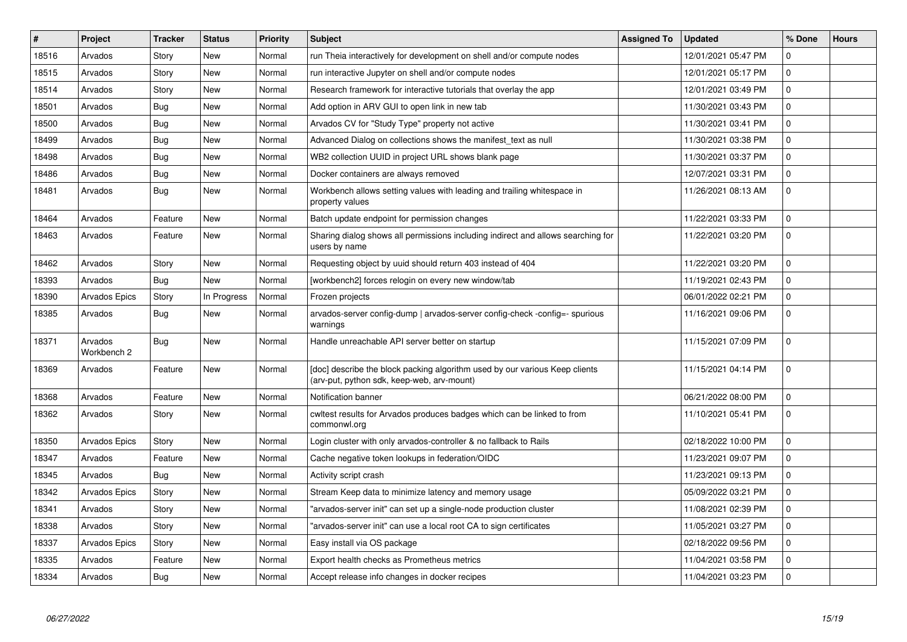| # | Project | Tracker | Status | Priority | Subject | Assigned To | Updated | % Done | Hours |
|---|---|---|---|---|---|---|---|---|---|
| 18516 | Arvados | Story | New | Normal | run Theia interactively for development on shell and/or compute nodes | | 12/01/2021 05:47 PM | 0 | |
| 18515 | Arvados | Story | New | Normal | run interactive Jupyter on shell and/or compute nodes | | 12/01/2021 05:17 PM | 0 | |
| 18514 | Arvados | Story | New | Normal | Research framework for interactive tutorials that overlay the app | | 12/01/2021 03:49 PM | 0 | |
| 18501 | Arvados | Bug | New | Normal | Add option in ARV GUI to open link in new tab | | 11/30/2021 03:43 PM | 0 | |
| 18500 | Arvados | Bug | New | Normal | Arvados CV for "Study Type" property not active | | 11/30/2021 03:41 PM | 0 | |
| 18499 | Arvados | Bug | New | Normal | Advanced Dialog on collections shows the manifest_text as null | | 11/30/2021 03:38 PM | 0 | |
| 18498 | Arvados | Bug | New | Normal | WB2 collection UUID in project URL shows blank page | | 11/30/2021 03:37 PM | 0 | |
| 18486 | Arvados | Bug | New | Normal | Docker containers are always removed | | 12/07/2021 03:31 PM | 0 | |
| 18481 | Arvados | Bug | New | Normal | Workbench allows setting values with leading and trailing whitespace in property values | | 11/26/2021 08:13 AM | 0 | |
| 18464 | Arvados | Feature | New | Normal | Batch update endpoint for permission changes | | 11/22/2021 03:33 PM | 0 | |
| 18463 | Arvados | Feature | New | Normal | Sharing dialog shows all permissions including indirect and allows searching for users by name | | 11/22/2021 03:20 PM | 0 | |
| 18462 | Arvados | Story | New | Normal | Requesting object by uuid should return 403 instead of 404 | | 11/22/2021 03:20 PM | 0 | |
| 18393 | Arvados | Bug | New | Normal | [workbench2] forces relogin on every new window/tab | | 11/19/2021 02:43 PM | 0 | |
| 18390 | Arvados Epics | Story | In Progress | Normal | Frozen projects | | 06/01/2022 02:21 PM | 0 | |
| 18385 | Arvados | Bug | New | Normal | arvados-server config-dump \| arvados-server config-check -config=- spurious warnings | | 11/16/2021 09:06 PM | 0 | |
| 18371 | Arvados Workbench 2 | Bug | New | Normal | Handle unreachable API server better on startup | | 11/15/2021 07:09 PM | 0 | |
| 18369 | Arvados | Feature | New | Normal | [doc] describe the block packing algorithm used by our various Keep clients (arv-put, python sdk, keep-web, arv-mount) | | 11/15/2021 04:14 PM | 0 | |
| 18368 | Arvados | Feature | New | Normal | Notification banner | | 06/21/2022 08:00 PM | 0 | |
| 18362 | Arvados | Story | New | Normal | cwltest results for Arvados produces badges which can be linked to from commonwl.org | | 11/10/2021 05:41 PM | 0 | |
| 18350 | Arvados Epics | Story | New | Normal | Login cluster with only arvados-controller & no fallback to Rails | | 02/18/2022 10:00 PM | 0 | |
| 18347 | Arvados | Feature | New | Normal | Cache negative token lookups in federation/OIDC | | 11/23/2021 09:07 PM | 0 | |
| 18345 | Arvados | Bug | New | Normal | Activity script crash | | 11/23/2021 09:13 PM | 0 | |
| 18342 | Arvados Epics | Story | New | Normal | Stream Keep data to minimize latency and memory usage | | 05/09/2022 03:21 PM | 0 | |
| 18341 | Arvados | Story | New | Normal | "arvados-server init" can set up a single-node production cluster | | 11/08/2021 02:39 PM | 0 | |
| 18338 | Arvados | Story | New | Normal | "arvados-server init" can use a local root CA to sign certificates | | 11/05/2021 03:27 PM | 0 | |
| 18337 | Arvados Epics | Story | New | Normal | Easy install via OS package | | 02/18/2022 09:56 PM | 0 | |
| 18335 | Arvados | Feature | New | Normal | Export health checks as Prometheus metrics | | 11/04/2021 03:58 PM | 0 | |
| 18334 | Arvados | Bug | New | Normal | Accept release info changes in docker recipes | | 11/04/2021 03:23 PM | 0 | |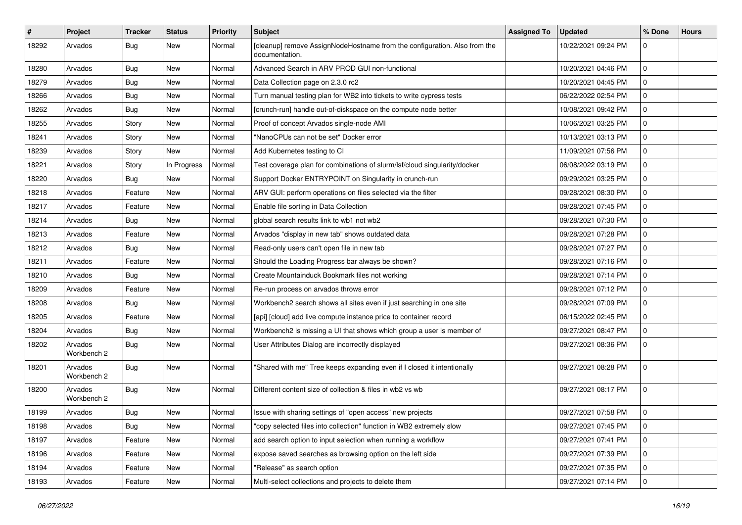| # | Project | Tracker | Status | Priority | Subject | Assigned To | Updated | % Done | Hours |
|---|---|---|---|---|---|---|---|---|---|
| 18292 | Arvados | Bug | New | Normal | [cleanup] remove AssignNodeHostname from the configuration. Also from the documentation. | | 10/22/2021 09:24 PM | 0 | |
| 18280 | Arvados | Bug | New | Normal | Advanced Search in ARV PROD GUI non-functional | | 10/20/2021 04:46 PM | 0 | |
| 18279 | Arvados | Bug | New | Normal | Data Collection page on 2.3.0 rc2 | | 10/20/2021 04:45 PM | 0 | |
| 18266 | Arvados | Bug | New | Normal | Turn manual testing plan for WB2 into tickets to write cypress tests | | 06/22/2022 02:54 PM | 0 | |
| 18262 | Arvados | Bug | New | Normal | [crunch-run] handle out-of-diskspace on the compute node better | | 10/08/2021 09:42 PM | 0 | |
| 18255 | Arvados | Story | New | Normal | Proof of concept Arvados single-node AMI | | 10/06/2021 03:25 PM | 0 | |
| 18241 | Arvados | Story | New | Normal | "NanoCPUs can not be set" Docker error | | 10/13/2021 03:13 PM | 0 | |
| 18239 | Arvados | Story | New | Normal | Add Kubernetes testing to CI | | 11/09/2021 07:56 PM | 0 | |
| 18221 | Arvados | Story | In Progress | Normal | Test coverage plan for combinations of slurm/lsf/cloud singularity/docker | | 06/08/2022 03:19 PM | 0 | |
| 18220 | Arvados | Bug | New | Normal | Support Docker ENTRYPOINT on Singularity in crunch-run | | 09/29/2021 03:25 PM | 0 | |
| 18218 | Arvados | Feature | New | Normal | ARV GUI: perform operations on files selected via the filter | | 09/28/2021 08:30 PM | 0 | |
| 18217 | Arvados | Feature | New | Normal | Enable file sorting in Data Collection | | 09/28/2021 07:45 PM | 0 | |
| 18214 | Arvados | Bug | New | Normal | global search results link to wb1 not wb2 | | 09/28/2021 07:30 PM | 0 | |
| 18213 | Arvados | Feature | New | Normal | Arvados "display in new tab" shows outdated data | | 09/28/2021 07:28 PM | 0 | |
| 18212 | Arvados | Bug | New | Normal | Read-only users can't open file in new tab | | 09/28/2021 07:27 PM | 0 | |
| 18211 | Arvados | Feature | New | Normal | Should the Loading Progress bar always be shown? | | 09/28/2021 07:16 PM | 0 | |
| 18210 | Arvados | Bug | New | Normal | Create Mountainduck Bookmark files not working | | 09/28/2021 07:14 PM | 0 | |
| 18209 | Arvados | Feature | New | Normal | Re-run process on arvados throws error | | 09/28/2021 07:12 PM | 0 | |
| 18208 | Arvados | Bug | New | Normal | Workbench2 search shows all sites even if just searching in one site | | 09/28/2021 07:09 PM | 0 | |
| 18205 | Arvados | Feature | New | Normal | [api] [cloud] add live compute instance price to container record | | 06/15/2022 02:45 PM | 0 | |
| 18204 | Arvados | Bug | New | Normal | Workbench2 is missing a UI that shows which group a user is member of | | 09/27/2021 08:47 PM | 0 | |
| 18202 | Arvados Workbench 2 | Bug | New | Normal | User Attributes Dialog are incorrectly displayed | | 09/27/2021 08:36 PM | 0 | |
| 18201 | Arvados Workbench 2 | Bug | New | Normal | "Shared with me" Tree keeps expanding even if I closed it intentionally | | 09/27/2021 08:28 PM | 0 | |
| 18200 | Arvados Workbench 2 | Bug | New | Normal | Different content size of collection & files in wb2 vs wb | | 09/27/2021 08:17 PM | 0 | |
| 18199 | Arvados | Bug | New | Normal | Issue with sharing settings of "open access" new projects | | 09/27/2021 07:58 PM | 0 | |
| 18198 | Arvados | Bug | New | Normal | "copy selected files into collection" function in WB2 extremely slow | | 09/27/2021 07:45 PM | 0 | |
| 18197 | Arvados | Feature | New | Normal | add search option to input selection when running a workflow | | 09/27/2021 07:41 PM | 0 | |
| 18196 | Arvados | Feature | New | Normal | expose saved searches as browsing option on the left side | | 09/27/2021 07:39 PM | 0 | |
| 18194 | Arvados | Feature | New | Normal | "Release" as search option | | 09/27/2021 07:35 PM | 0 | |
| 18193 | Arvados | Feature | New | Normal | Multi-select collections and projects to delete them | | 09/27/2021 07:14 PM | 0 | |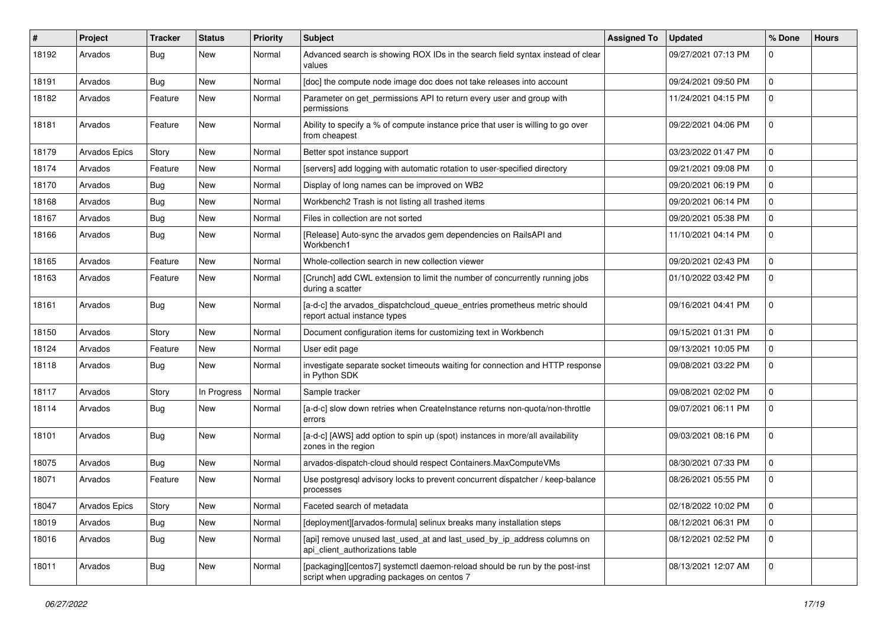| # | Project | Tracker | Status | Priority | Subject | Assigned To | Updated | % Done | Hours |
|---|---|---|---|---|---|---|---|---|---|
| 18192 | Arvados | Bug | New | Normal | Advanced search is showing ROX IDs in the search field syntax instead of clear values | | 09/27/2021 07:13 PM | 0 | |
| 18191 | Arvados | Bug | New | Normal | [doc] the compute node image doc does not take releases into account | | 09/24/2021 09:50 PM | 0 | |
| 18182 | Arvados | Feature | New | Normal | Parameter on get_permissions API to return every user and group with permissions | | 11/24/2021 04:15 PM | 0 | |
| 18181 | Arvados | Feature | New | Normal | Ability to specify a % of compute instance price that user is willing to go over from cheapest | | 09/22/2021 04:06 PM | 0 | |
| 18179 | Arvados Epics | Story | New | Normal | Better spot instance support | | 03/23/2022 01:47 PM | 0 | |
| 18174 | Arvados | Feature | New | Normal | [servers] add logging with automatic rotation to user-specified directory | | 09/21/2021 09:08 PM | 0 | |
| 18170 | Arvados | Bug | New | Normal | Display of long names can be improved on WB2 | | 09/20/2021 06:19 PM | 0 | |
| 18168 | Arvados | Bug | New | Normal | Workbench2 Trash is not listing all trashed items | | 09/20/2021 06:14 PM | 0 | |
| 18167 | Arvados | Bug | New | Normal | Files in collection are not sorted | | 09/20/2021 05:38 PM | 0 | |
| 18166 | Arvados | Bug | New | Normal | [Release] Auto-sync the arvados gem dependencies on RailsAPI and Workbench1 | | 11/10/2021 04:14 PM | 0 | |
| 18165 | Arvados | Feature | New | Normal | Whole-collection search in new collection viewer | | 09/20/2021 02:43 PM | 0 | |
| 18163 | Arvados | Feature | New | Normal | [Crunch] add CWL extension to limit the number of concurrently running jobs during a scatter | | 01/10/2022 03:42 PM | 0 | |
| 18161 | Arvados | Bug | New | Normal | [a-d-c] the arvados_dispatchcloud_queue_entries prometheus metric should report actual instance types | | 09/16/2021 04:41 PM | 0 | |
| 18150 | Arvados | Story | New | Normal | Document configuration items for customizing text in Workbench | | 09/15/2021 01:31 PM | 0 | |
| 18124 | Arvados | Feature | New | Normal | User edit page | | 09/13/2021 10:05 PM | 0 | |
| 18118 | Arvados | Bug | New | Normal | investigate separate socket timeouts waiting for connection and HTTP response in Python SDK | | 09/08/2021 03:22 PM | 0 | |
| 18117 | Arvados | Story | In Progress | Normal | Sample tracker | | 09/08/2021 02:02 PM | 0 | |
| 18114 | Arvados | Bug | New | Normal | [a-d-c] slow down retries when CreateInstance returns non-quota/non-throttle errors | | 09/07/2021 06:11 PM | 0 | |
| 18101 | Arvados | Bug | New | Normal | [a-d-c] [AWS] add option to spin up (spot) instances in more/all availability zones in the region | | 09/03/2021 08:16 PM | 0 | |
| 18075 | Arvados | Bug | New | Normal | arvados-dispatch-cloud should respect Containers.MaxComputeVMs | | 08/30/2021 07:33 PM | 0 | |
| 18071 | Arvados | Feature | New | Normal | Use postgresql advisory locks to prevent concurrent dispatcher / keep-balance processes | | 08/26/2021 05:55 PM | 0 | |
| 18047 | Arvados Epics | Story | New | Normal | Faceted search of metadata | | 02/18/2022 10:02 PM | 0 | |
| 18019 | Arvados | Bug | New | Normal | [deployment][arvados-formula] selinux breaks many installation steps | | 08/12/2021 06:31 PM | 0 | |
| 18016 | Arvados | Bug | New | Normal | [api] remove unused last_used_at and last_used_by_ip_address columns on api_client_authorizations table | | 08/12/2021 02:52 PM | 0 | |
| 18011 | Arvados | Bug | New | Normal | [packaging][centos7] systemctl daemon-reload should be run by the post-inst script when upgrading packages on centos 7 | | 08/13/2021 12:07 AM | 0 | |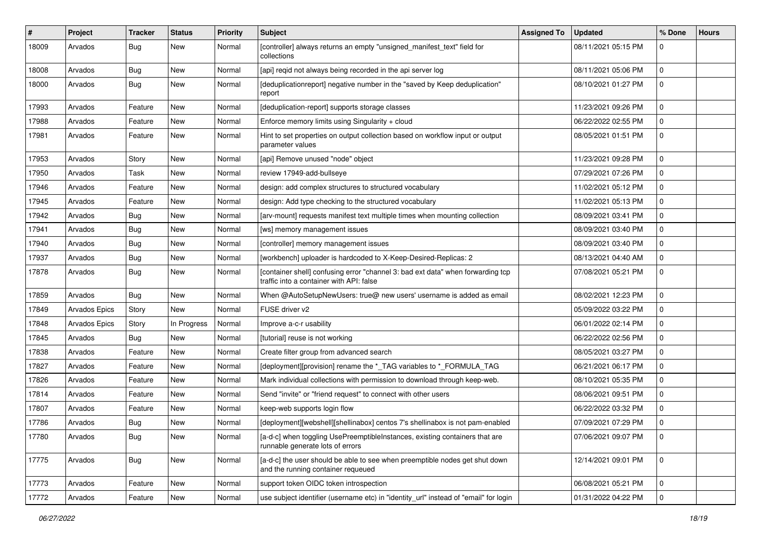| # | Project | Tracker | Status | Priority | Subject | Assigned To | Updated | % Done | Hours |
|---|---|---|---|---|---|---|---|---|---|
| 18009 | Arvados | Bug | New | Normal | [controller] always returns an empty "unsigned_manifest_text" field for collections | | 08/11/2021 05:15 PM | 0 | |
| 18008 | Arvados | Bug | New | Normal | [api] reqid not always being recorded in the api server log | | 08/11/2021 05:06 PM | 0 | |
| 18000 | Arvados | Bug | New | Normal | [deduplicationreport] negative number in the "saved by Keep deduplication" report | | 08/10/2021 01:27 PM | 0 | |
| 17993 | Arvados | Feature | New | Normal | [deduplication-report] supports storage classes | | 11/23/2021 09:26 PM | 0 | |
| 17988 | Arvados | Feature | New | Normal | Enforce memory limits using Singularity + cloud | | 06/22/2022 02:55 PM | 0 | |
| 17981 | Arvados | Feature | New | Normal | Hint to set properties on output collection based on workflow input or output parameter values | | 08/05/2021 01:51 PM | 0 | |
| 17953 | Arvados | Story | New | Normal | [api] Remove unused "node" object | | 11/23/2021 09:28 PM | 0 | |
| 17950 | Arvados | Task | New | Normal | review 17949-add-bullseye | | 07/29/2021 07:26 PM | 0 | |
| 17946 | Arvados | Feature | New | Normal | design: add complex structures to structured vocabulary | | 11/02/2021 05:12 PM | 0 | |
| 17945 | Arvados | Feature | New | Normal | design: Add type checking to the structured vocabulary | | 11/02/2021 05:13 PM | 0 | |
| 17942 | Arvados | Bug | New | Normal | [arv-mount] requests manifest text multiple times when mounting collection | | 08/09/2021 03:41 PM | 0 | |
| 17941 | Arvados | Bug | New | Normal | [ws] memory management issues | | 08/09/2021 03:40 PM | 0 | |
| 17940 | Arvados | Bug | New | Normal | [controller] memory management issues | | 08/09/2021 03:40 PM | 0 | |
| 17937 | Arvados | Bug | New | Normal | [workbench] uploader is hardcoded to X-Keep-Desired-Replicas: 2 | | 08/13/2021 04:40 AM | 0 | |
| 17878 | Arvados | Bug | New | Normal | [container shell] confusing error "channel 3: bad ext data" when forwarding tcp traffic into a container with API: false | | 07/08/2021 05:21 PM | 0 | |
| 17859 | Arvados | Bug | New | Normal | When @AutoSetupNewUsers: true@ new users' username is added as email | | 08/02/2021 12:23 PM | 0 | |
| 17849 | Arvados Epics | Story | New | Normal | FUSE driver v2 | | 05/09/2022 03:22 PM | 0 | |
| 17848 | Arvados Epics | Story | In Progress | Normal | Improve a-c-r usability | | 06/01/2022 02:14 PM | 0 | |
| 17845 | Arvados | Bug | New | Normal | [tutorial] reuse is not working | | 06/22/2022 02:56 PM | 0 | |
| 17838 | Arvados | Feature | New | Normal | Create filter group from advanced search | | 08/05/2021 03:27 PM | 0 | |
| 17827 | Arvados | Feature | New | Normal | [deployment][provision] rename the *_TAG variables to *_FORMULA_TAG | | 06/21/2021 06:17 PM | 0 | |
| 17826 | Arvados | Feature | New | Normal | Mark individual collections with permission to download through keep-web. | | 08/10/2021 05:35 PM | 0 | |
| 17814 | Arvados | Feature | New | Normal | Send "invite" or "friend request" to connect with other users | | 08/06/2021 09:51 PM | 0 | |
| 17807 | Arvados | Feature | New | Normal | keep-web supports login flow | | 06/22/2022 03:32 PM | 0 | |
| 17786 | Arvados | Bug | New | Normal | [deployment][webshell][shellinabox] centos 7's shellinabox is not pam-enabled | | 07/09/2021 07:29 PM | 0 | |
| 17780 | Arvados | Bug | New | Normal | [a-d-c] when toggling UsePreemptibleInstances, existing containers that are runnable generate lots of errors | | 07/06/2021 09:07 PM | 0 | |
| 17775 | Arvados | Bug | New | Normal | [a-d-c] the user should be able to see when preemptible nodes get shut down and the running container requeued | | 12/14/2021 09:01 PM | 0 | |
| 17773 | Arvados | Feature | New | Normal | support token OIDC token introspection | | 06/08/2021 05:21 PM | 0 | |
| 17772 | Arvados | Feature | New | Normal | use subject identifier (username etc) in "identity_url" instead of "email" for login | | 01/31/2022 04:22 PM | 0 | |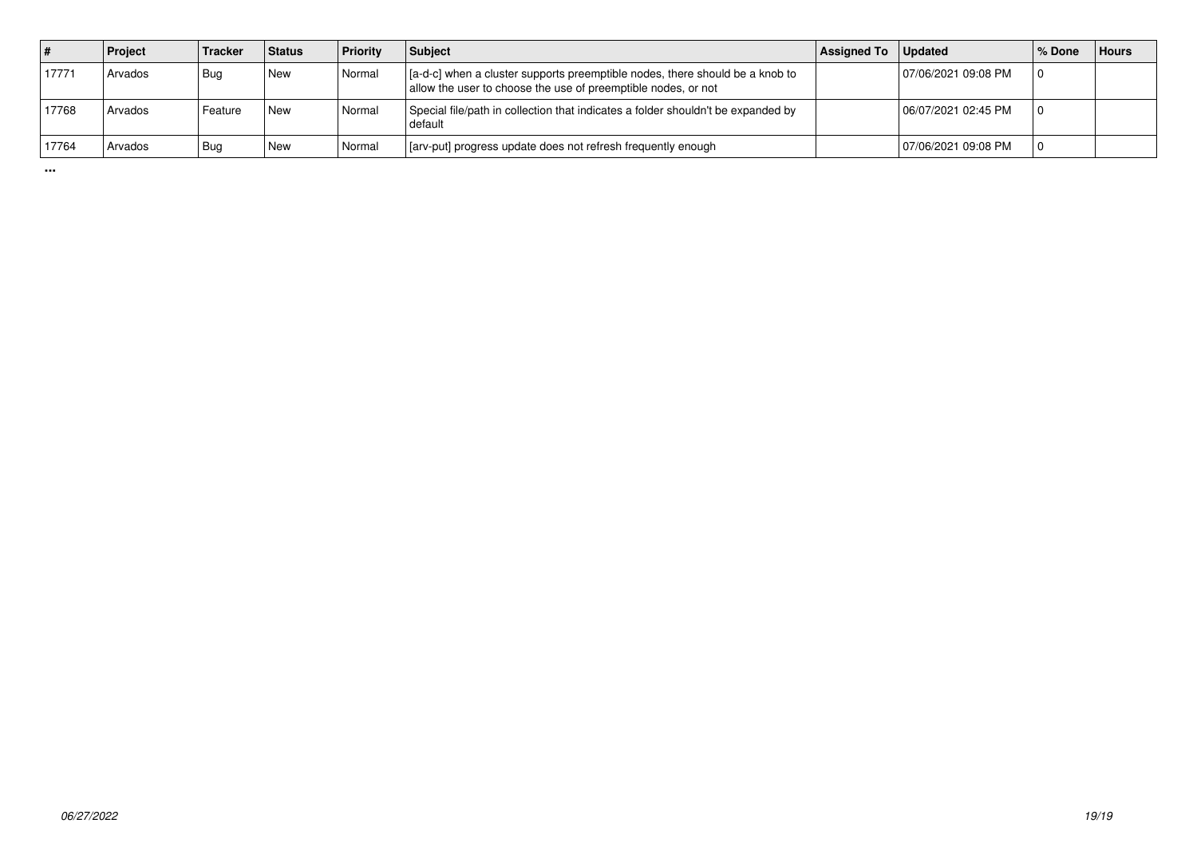| # | Project | Tracker | Status | Priority | Subject | Assigned To | Updated | % Done | Hours |
|---|---|---|---|---|---|---|---|---|---|
| 17771 | Arvados | Bug | New | Normal | [a-d-c] when a cluster supports preemptible nodes, there should be a knob to allow the user to choose the use of preemptible nodes, or not | | 07/06/2021 09:08 PM | 0 | |
| 17768 | Arvados | Feature | New | Normal | Special file/path in collection that indicates a folder shouldn't be expanded by default | | 06/07/2021 02:45 PM | 0 | |
| 17764 | Arvados | Bug | New | Normal | [arv-put] progress update does not refresh frequently enough | | 07/06/2021 09:08 PM | 0 | |

...